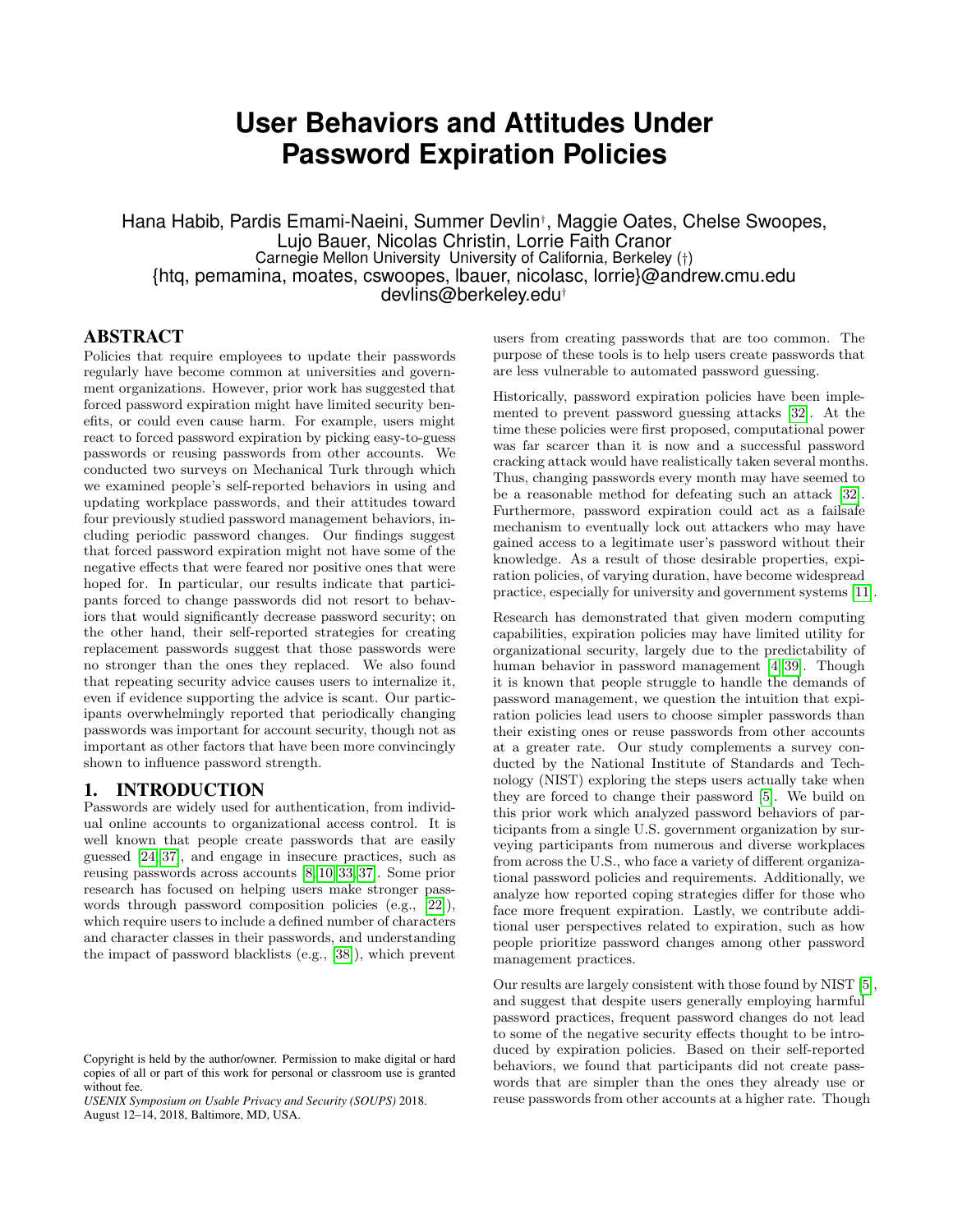# User Behaviors and Attitudes Under Password Expiration Policies

Hana Habib, Pardis Emami-Naeini, Summer Devlin†, Maggie Oates, Chelse Swoopes, Lujo Bauer, Nicolas Christin, Lorrie Faith Cranor

Carnegie Mellon University University of California, Berkeley (†)

{htq, pemamina, moates, cswoopes, lbauer, nicolasc, lorrie}@andrew.cmu.edu

devlins@berkeley.edu†

## ABSTRACT

Policies that require employees to update their passwords regularly have become common at universities and government organizations. However, prior work has suggested that forced password expiration might have limited security benefits, or could even cause harm. For example, users might react to forced password expiration by picking easy-to-guess passwords or reusing passwords from other accounts. We conducted two surveys on Mechanical Turk through which we examined people's self-reported behaviors in using and updating workplace passwords, and their attitudes toward four previously studied password management behaviors, including periodic password changes. Our findings suggest that forced password expiration might not have some of the negative effects that were feared nor positive ones that were hoped for. In particular, our results indicate that participants forced to change passwords did not resort to behaviors that would significantly decrease password security; on the other hand, their self-reported strategies for creating replacement passwords suggest that those passwords were no stronger than the ones they replaced. We also found that repeating security advice causes users to internalize it, even if evidence supporting the advice is scant. Our participants overwhelmingly reported that periodically changing passwords was important for account security, though not as important as other factors that have been more convincingly shown to influence password strength.

## 1. INTRODUCTION

Passwords are widely used for authentication, from individual online accounts to organizational access control. It is well known that people create passwords that are easily guessed [24, 37], and engage in insecure practices, such as reusing passwords across accounts [8, 10, 33, 37]. Some prior research has focused on helping users make stronger passwords through password composition policies (e.g., [22]), which require users to include a defined number of characters and character classes in their passwords, and understanding the impact of password blacklists (e.g., [38]), which prevent users from creating passwords that are too common. The purpose of these tools is to help users create passwords that are less vulnerable to automated password guessing.

Historically, password expiration policies have been implemented to prevent password guessing attacks [32]. At the time these policies were first proposed, computational power was far scarcer than it is now and a successful password cracking attack would have realistically taken several months. Thus, changing passwords every month may have seemed to be a reasonable method for defeating such an attack [32]. Furthermore, password expiration could act as a failsafe mechanism to eventually lock out attackers who may have gained access to a legitimate user's password without their knowledge. As a result of those desirable properties, expiration policies, of varying duration, have become widespread practice, especially for university and government systems [11].

Research has demonstrated that given modern computing capabilities, expiration policies may have limited utility for organizational security, largely due to the predictability of human behavior in password management [4, 39]. Though it is known that people struggle to handle the demands of password management, we question the intuition that expiration policies lead users to choose simpler passwords than their existing ones or reuse passwords from other accounts at a greater rate. Our study complements a survey conducted by the National Institute of Standards and Technology (NIST) exploring the steps users actually take when they are forced to change their password [5]. We build on this prior work which analyzed password behaviors of participants from a single U.S. government organization by surveying participants from numerous and diverse workplaces from across the U.S., who face a variety of different organizational password policies and requirements. Additionally, we analyze how reported coping strategies differ for those who face more frequent expiration. Lastly, we contribute additional user perspectives related to expiration, such as how people prioritize password changes among other password management practices.

Our results are largely consistent with those found by NIST [5], and suggest that despite users generally employing harmful password practices, frequent password changes do not lead to some of the negative security effects thought to be introduced by expiration policies. Based on their self-reported behaviors, we found that participants did not create passwords that are simpler than the ones they already use or reuse passwords from other accounts at a higher rate. Though

Copyright is held by the author/owner. Permission to make digital or hard copies of all or part of this work for personal or classroom use is granted without fee.

*USENIX Symposium on Usable Privacy and Security (SOUPS)* 2018. August 12–14, 2018, Baltimore, MD, USA.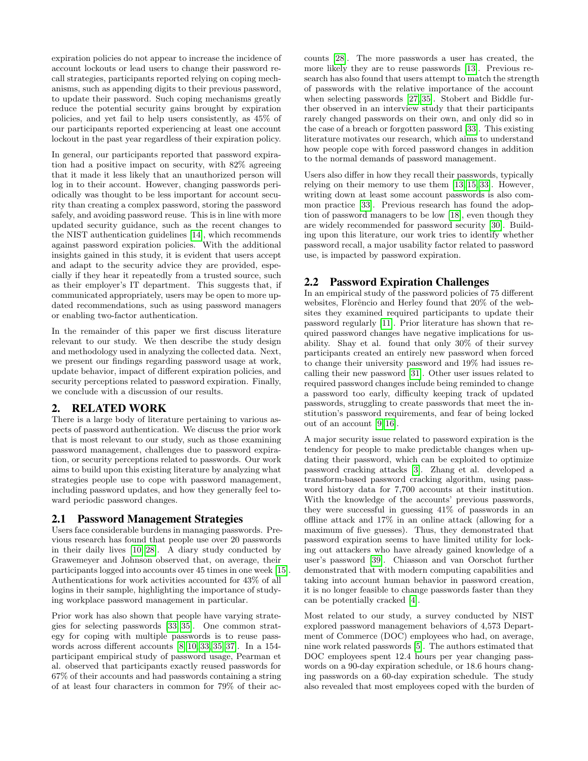expiration policies do not appear to increase the incidence of account lockouts or lead users to change their password recall strategies, participants reported relying on coping mechanisms, such as appending digits to their previous password, to update their password. Such coping mechanisms greatly reduce the potential security gains brought by expiration policies, and yet fail to help users consistently, as 45% of our participants reported experiencing at least one account lockout in the past year regardless of their expiration policy.

In general, our participants reported that password expiration had a positive impact on security, with 82% agreeing that it made it less likely that an unauthorized person will log in to their account. However, changing passwords periodically was thought to be less important for account security than creating a complex password, storing the password safely, and avoiding password reuse. This is in line with more updated security guidance, such as the recent changes to the NIST authentication guidelines [14], which recommends against password expiration policies. With the additional insights gained in this study, it is evident that users accept and adapt to the security advice they are provided, especially if they hear it repeatedly from a trusted source, such as their employer's IT department. This suggests that, if communicated appropriately, users may be open to more updated recommendations, such as using password managers or enabling two-factor authentication.

In the remainder of this paper we first discuss literature relevant to our study. We then describe the study design and methodology used in analyzing the collected data. Next, we present our findings regarding password usage at work, update behavior, impact of different expiration policies, and security perceptions related to password expiration. Finally, we conclude with a discussion of our results.

## 2. RELATED WORK

There is a large body of literature pertaining to various aspects of password authentication. We discuss the prior work that is most relevant to our study, such as those examining password management, challenges due to password expiration, or security perceptions related to passwords. Our work aims to build upon this existing literature by analyzing what strategies people use to cope with password management, including password updates, and how they generally feel toward periodic password changes.

### 2.1 Password Management Strategies

Users face considerable burdens in managing passwords. Previous research has found that people use over 20 passwords in their daily lives [10, 28]. A diary study conducted by Grawemeyer and Johnson observed that, on average, their participants logged into accounts over 45 times in one week [15]. Authentications for work activities accounted for 43% of all logins in their sample, highlighting the importance of studying workplace password management in particular.

Prior work has also shown that people have varying strategies for selecting passwords [33, 35]. One common strategy for coping with multiple passwords is to reuse passwords across different accounts [8, 10, 33, 35, 37]. In a 154-participant empirical study of password usage, Pearman et al. observed that participants exactly reused passwords for 67% of their accounts and had passwords containing a string of at least four characters in common for 79% of their accounts [28]. The more passwords a user has created, the more likely they are to reuse passwords [13]. Previous research has also found that users attempt to match the strength of passwords with the relative importance of the account when selecting passwords [27, 35]. Stobert and Biddle further observed in an interview study that their participants rarely changed passwords on their own, and only did so in the case of a breach or forgotten password [33]. This existing literature motivates our research, which aims to understand how people cope with forced password changes in addition to the normal demands of password management.

Users also differ in how they recall their passwords, typically relying on their memory to use them [13, 15, 33]. However, writing down at least some account passwords is also common practice [33]. Previous research has found the adoption of password managers to be low [18], even though they are widely recommended for password security [30]. Building upon this literature, our work tries to identify whether password recall, a major usability factor related to password use, is impacted by password expiration.

### 2.2 Password Expiration Challenges

In an empirical study of the password policies of 75 different websites, Florêncio and Herley found that 20% of the websites they examined required participants to update their password regularly [11]. Prior literature has shown that required password changes have negative implications for usability. Shay et al. found that only 30% of their survey participants created an entirely new password when forced to change their university password and 19% had issues recalling their new password [31]. Other user issues related to required password changes include being reminded to change a password too early, difficulty keeping track of updated passwords, struggling to create passwords that meet the institution's password requirements, and fear of being locked out of an account [9, 16].

A major security issue related to password expiration is the tendency for people to make predictable changes when updating their password, which can be exploited to optimize password cracking attacks [3]. Zhang et al. developed a transform-based password cracking algorithm, using password history data for 7,700 accounts at their institution. With the knowledge of the accounts' previous passwords, they were successful in guessing 41% of passwords in an offline attack and 17% in an online attack (allowing for a maximum of five guesses). Thus, they demonstrated that password expiration seems to have limited utility for locking out attackers who have already gained knowledge of a user's password [39]. Chiasson and van Oorschot further demonstrated that with modern computing capabilities and taking into account human behavior in password creation, it is no longer feasible to change passwords faster than they can be potentially cracked [4].

Most related to our study, a survey conducted by NIST explored password management behaviors of 4,573 Department of Commerce (DOC) employees who had, on average, nine work related passwords [5]. The authors estimated that DOC employees spent 12.4 hours per year changing passwords on a 90-day expiration schedule, or 18.6 hours changing passwords on a 60-day expiration schedule. The study also revealed that most employees coped with the burden of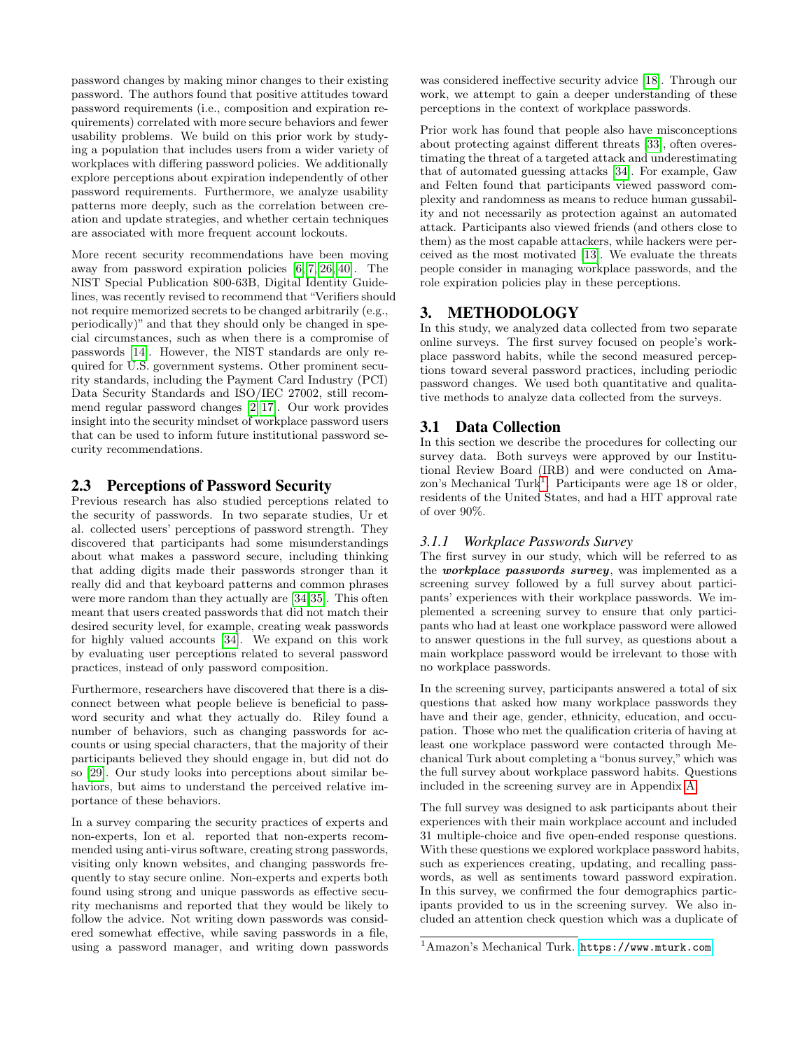password changes by making minor changes to their existing password. The authors found that positive attitudes toward password requirements (i.e., composition and expiration requirements) correlated with more secure behaviors and fewer usability problems. We build on this prior work by studying a population that includes users from a wider variety of workplaces with differing password policies. We additionally explore perceptions about expiration independently of other password requirements. Furthermore, we analyze usability patterns more deeply, such as the correlation between creation and update strategies, and whether certain techniques are associated with more frequent account lockouts.

More recent security recommendations have been moving away from password expiration policies [6, 7, 26, 40]. The NIST Special Publication 800-63B, Digital Identity Guidelines, was recently revised to recommend that "Verifiers should not require memorized secrets to be changed arbitrarily (e.g., periodically)" and that they should only be changed in special circumstances, such as when there is a compromise of passwords [14]. However, the NIST standards are only required for U.S. government systems. Other prominent security standards, including the Payment Card Industry (PCI) Data Security Standards and ISO/IEC 27002, still recommend regular password changes [2, 17]. Our work provides insight into the security mindset of workplace password users that can be used to inform future institutional password security recommendations.

## 2.3 Perceptions of Password Security

Previous research has also studied perceptions related to the security of passwords. In two separate studies, Ur et al. collected users' perceptions of password strength. They discovered that participants had some misunderstandings about what makes a password secure, including thinking that adding digits made their passwords stronger than it really did and that keyboard patterns and common phrases were more random than they actually are [34, 35]. This often meant that users created passwords that did not match their desired security level, for example, creating weak passwords for highly valued accounts [34]. We expand on this work by evaluating user perceptions related to several password practices, instead of only password composition.

Furthermore, researchers have discovered that there is a disconnect between what people believe is beneficial to password security and what they actually do. Riley found a number of behaviors, such as changing passwords for accounts or using special characters, that the majority of their participants believed they should engage in, but did not do so [29]. Our study looks into perceptions about similar behaviors, but aims to understand the perceived relative importance of these behaviors.

In a survey comparing the security practices of experts and non-experts, Ion et al. reported that non-experts recommended using anti-virus software, creating strong passwords, visiting only known websites, and changing passwords frequently to stay secure online. Non-experts and experts both found using strong and unique passwords as effective security mechanisms and reported that they would be likely to follow the advice. Not writing down passwords was considered somewhat effective, while saving passwords in a file, using a password manager, and writing down passwords was considered ineffective security advice [18]. Through our work, we attempt to gain a deeper understanding of these perceptions in the context of workplace passwords.

Prior work has found that people also have misconceptions about protecting against different threats [33], often overestimating the threat of a targeted attack and underestimating that of automated guessing attacks [34]. For example, Gaw and Felten found that participants viewed password complexity and randomness as means to reduce human gussability and not necessarily as protection against an automated attack. Participants also viewed friends (and others close to them) as the most capable attackers, while hackers were perceived as the most motivated [13]. We evaluate the threats people consider in managing workplace passwords, and the role expiration policies play in these perceptions.

# 3. METHODOLOGY

In this study, we analyzed data collected from two separate online surveys. The first survey focused on people's workplace password habits, while the second measured perceptions toward several password practices, including periodic password changes. We used both quantitative and qualitative methods to analyze data collected from the surveys.

## 3.1 Data Collection

In this section we describe the procedures for collecting our survey data. Both surveys were approved by our Institutional Review Board (IRB) and were conducted on Amazon's Mechanical Turk[1]. Participants were age 18 or older, residents of the United States, and had a HIT approval rate of over 90%.

### *3.1.1 Workplace Passwords Survey*

The first survey in our study, which will be referred to as the ***workplace passwords survey***, was implemented as a screening survey followed by a full survey about participants' experiences with their workplace passwords. We implemented a screening survey to ensure that only participants who had at least one workplace password were allowed to answer questions in the full survey, as questions about a main workplace password would be irrelevant to those with no workplace passwords.

In the screening survey, participants answered a total of six questions that asked how many workplace passwords they have and their age, gender, ethnicity, education, and occupation. Those who met the qualification criteria of having at least one workplace password were contacted through Mechanical Turk about completing a "bonus survey," which was the full survey about workplace password habits. Questions included in the screening survey are in Appendix A.

The full survey was designed to ask participants about their experiences with their main workplace account and included 31 multiple-choice and five open-ended response questions. With these questions we explored workplace password habits, such as experiences creating, updating, and recalling passwords, as well as sentiments toward password expiration. In this survey, we confirmed the four demographics participants provided to us in the screening survey. We also included an attention check question which was a duplicate of

[1]Amazon's Mechanical Turk. https://www.mturk.com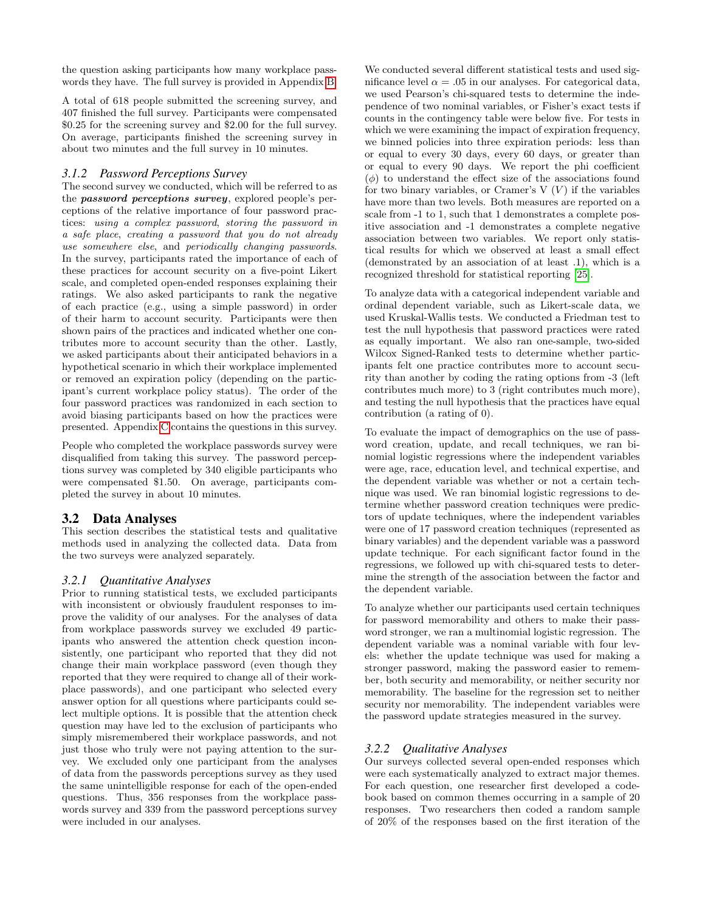the question asking participants how many workplace passwords they have. The full survey is provided in Appendix B.

A total of 618 people submitted the screening survey, and 407 finished the full survey. Participants were compensated $0.25 for the screening survey and $2.00 for the full survey. On average, participants finished the screening survey in about two minutes and the full survey in 10 minutes.

### 3.1.2 Password Perceptions Survey

The second survey we conducted, which will be referred to as the ***password perceptions survey***, explored people's perceptions of the relative importance of four password practices: *using a complex password*, *storing the password in a safe place*, *creating a password that you do not already use somewhere else*, and *periodically changing passwords*. In the survey, participants rated the importance of each of these practices for account security on a five-point Likert scale, and completed open-ended responses explaining their ratings. We also asked participants to rank the negative of each practice (e.g., using a simple password) in order of their harm to account security. Participants were then shown pairs of the practices and indicated whether one contributes more to account security than the other. Lastly, we asked participants about their anticipated behaviors in a hypothetical scenario in which their workplace implemented or removed an expiration policy (depending on the participant's current workplace policy status). The order of the four password practices was randomized in each section to avoid biasing participants based on how the practices were presented. Appendix C contains the questions in this survey.

People who completed the workplace passwords survey were disqualified from taking this survey. The password perceptions survey was completed by 340 eligible participants who were compensated $1.50. On average, participants completed the survey in about 10 minutes.

## 3.2 Data Analyses

This section describes the statistical tests and qualitative methods used in analyzing the collected data. Data from the two surveys were analyzed separately.

### 3.2.1 Quantitative Analyses

Prior to running statistical tests, we excluded participants with inconsistent or obviously fraudulent responses to improve the validity of our analyses. For the analyses of data from workplace passwords survey we excluded 49 participants who answered the attention check question inconsistently, one participant who reported that they did not change their main workplace password (even though they reported that they were required to change all of their workplace passwords), and one participant who selected every answer option for all questions where participants could select multiple options. It is possible that the attention check question may have led to the exclusion of participants who simply misremembered their workplace passwords, and not just those who truly were not paying attention to the survey. We excluded only one participant from the analyses of data from the passwords perceptions survey as they used the same unintelligible response for each of the open-ended questions. Thus, 356 responses from the workplace passwords survey and 339 from the password perceptions survey were included in our analyses.

We conducted several different statistical tests and used significance level $\alpha = .05$ in our analyses. For categorical data, we used Pearson's chi-squared tests to determine the independence of two nominal variables, or Fisher's exact tests if counts in the contingency table were below five. For tests in which we were examining the impact of expiration frequency, we binned policies into three expiration periods: less than or equal to every 30 days, every 60 days, or greater than or equal to every 90 days. We report the phi coefficient ($\phi$) to understand the effect size of the associations found for two binary variables, or Cramer's V ($V$) if the variables have more than two levels. Both measures are reported on a scale from -1 to 1, such that 1 demonstrates a complete positive association and -1 demonstrates a complete negative association between two variables. We report only statistical results for which we observed at least a small effect (demonstrated by an association of at least .1), which is a recognized threshold for statistical reporting [25].

To analyze data with a categorical independent variable and ordinal dependent variable, such as Likert-scale data, we used Kruskal-Wallis tests. We conducted a Friedman test to test the null hypothesis that password practices were rated as equally important. We also ran one-sample, two-sided Wilcox Signed-Ranked tests to determine whether participants felt one practice contributes more to account security than another by coding the rating options from -3 (left contributes much more) to 3 (right contributes much more), and testing the null hypothesis that the practices have equal contribution (a rating of 0).

To evaluate the impact of demographics on the use of password creation, update, and recall techniques, we ran binomial logistic regressions where the independent variables were age, race, education level, and technical expertise, and the dependent variable was whether or not a certain technique was used. We ran binomial logistic regressions to determine whether password creation techniques were predictors of update techniques, where the independent variables were one of 17 password creation techniques (represented as binary variables) and the dependent variable was a password update technique. For each significant factor found in the regressions, we followed up with chi-squared tests to determine the strength of the association between the factor and the dependent variable.

To analyze whether our participants used certain techniques for password memorability and others to make their password stronger, we ran a multinomial logistic regression. The dependent variable was a nominal variable with four levels: whether the update technique was used for making a stronger password, making the password easier to remember, both security and memorability, or neither security nor memorability. The baseline for the regression set to neither security nor memorability. The independent variables were the password update strategies measured in the survey.

### 3.2.2 Qualitative Analyses

Our surveys collected several open-ended responses which were each systematically analyzed to extract major themes. For each question, one researcher first developed a codebook based on common themes occurring in a sample of 20 responses. Two researchers then coded a random sample of 20% of the responses based on the first iteration of the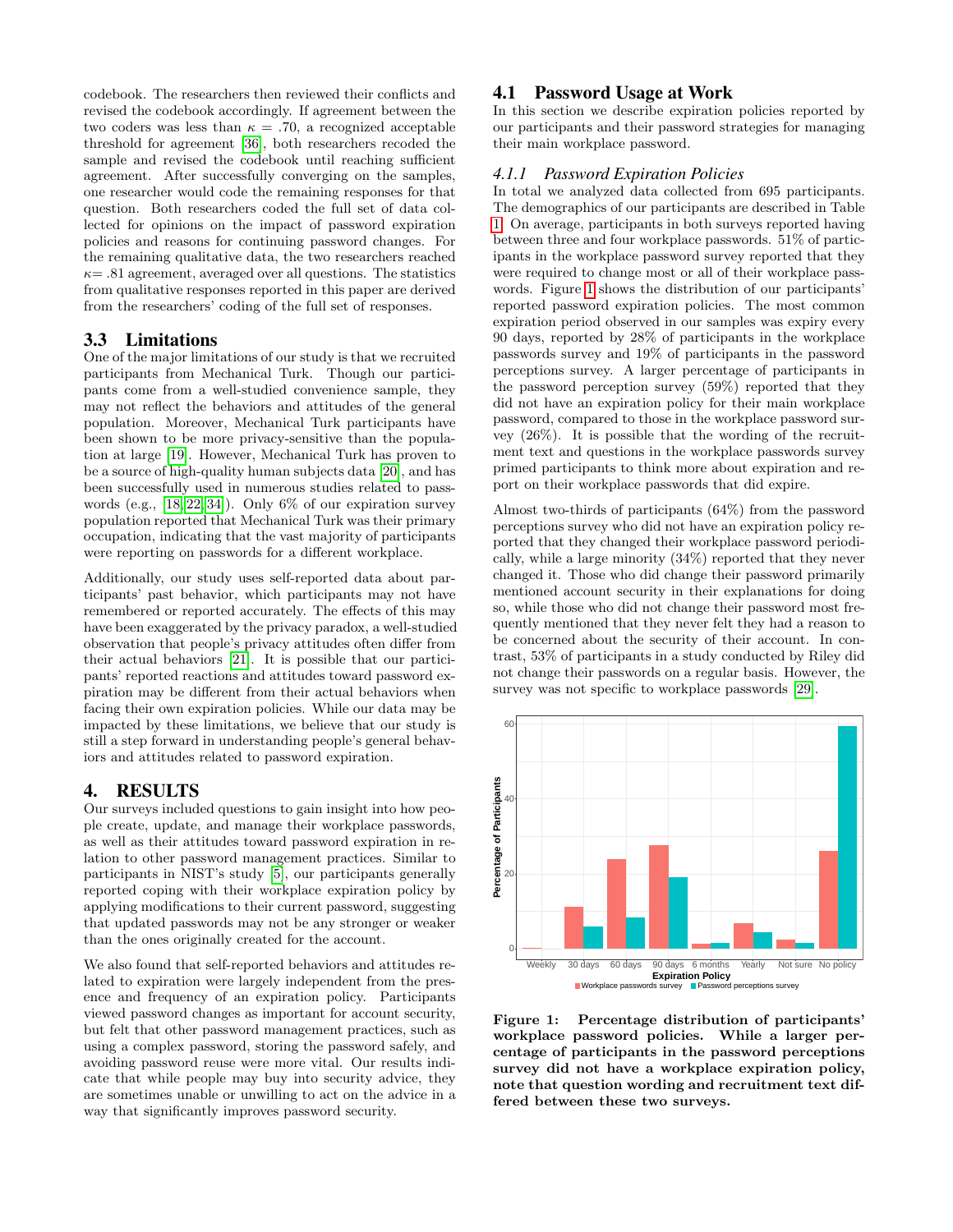codebook. The researchers then reviewed their conflicts and revised the codebook accordingly. If agreement between the two coders was less than $\kappa = .70$, a recognized acceptable threshold for agreement [36], both researchers recoded the sample and revised the codebook until reaching sufficient agreement. After successfully converging on the samples, one researcher would code the remaining responses for that question. Both researchers coded the full set of data collected for opinions on the impact of password expiration policies and reasons for continuing password changes. For the remaining qualitative data, the two researchers reached $\kappa = .81$ agreement, averaged over all questions. The statistics from qualitative responses reported in this paper are derived from the researchers' coding of the full set of responses.

## 3.3 Limitations

One of the major limitations of our study is that we recruited participants from Mechanical Turk. Though our participants come from a well-studied convenience sample, they may not reflect the behaviors and attitudes of the general population. Moreover, Mechanical Turk participants have been shown to be more privacy-sensitive than the population at large [19]. However, Mechanical Turk has proven to be a source of high-quality human subjects data [20], and has been successfully used in numerous studies related to passwords (e.g., [18, 22, 34]). Only 6% of our expiration survey population reported that Mechanical Turk was their primary occupation, indicating that the vast majority of participants were reporting on passwords for a different workplace.

Additionally, our study uses self-reported data about participants' past behavior, which participants may not have remembered or reported accurately. The effects of this may have been exaggerated by the privacy paradox, a well-studied observation that people's privacy attitudes often differ from their actual behaviors [21]. It is possible that our participants' reported reactions and attitudes toward password expiration may be different from their actual behaviors when facing their own expiration policies. While our data may be impacted by these limitations, we believe that our study is still a step forward in understanding people's general behaviors and attitudes related to password expiration.

# 4. RESULTS

Our surveys included questions to gain insight into how people create, update, and manage their workplace passwords, as well as their attitudes toward password expiration in relation to other password management practices. Similar to participants in NIST's study [5], our participants generally reported coping with their workplace expiration policy by applying modifications to their current password, suggesting that updated passwords may not be any stronger or weaker than the ones originally created for the account.

We also found that self-reported behaviors and attitudes related to expiration were largely independent from the presence and frequency of an expiration policy. Participants viewed password changes as important for account security, but felt that other password management practices, such as using a complex password, storing the password safely, and avoiding password reuse were more vital. Our results indicate that while people may buy into security advice, they are sometimes unable or unwilling to act on the advice in a way that significantly improves password security.

## 4.1 Password Usage at Work

In this section we describe expiration policies reported by our participants and their password strategies for managing their main workplace password.

### *4.1.1 Password Expiration Policies*

In total we analyzed data collected from 695 participants. The demographics of our participants are described in Table 1. On average, participants in both surveys reported having between three and four workplace passwords. 51% of participants in the workplace password survey reported that they were required to change most or all of their workplace passwords. Figure 1 shows the distribution of our participants' reported password expiration policies. The most common expiration period observed in our samples was expiry every 90 days, reported by 28% of participants in the workplace passwords survey and 19% of participants in the password perceptions survey. A larger percentage of participants in the password perception survey (59%) reported that they did not have an expiration policy for their main workplace password, compared to those in the workplace password survey (26%). It is possible that the wording of the recruitment text and questions in the workplace passwords survey primed participants to think more about expiration and report on their workplace passwords that did expire.

Almost two-thirds of participants (64%) from the password perceptions survey who did not have an expiration policy reported that they changed their workplace password periodically, while a large minority (34%) reported that they never changed it. Those who did change their password primarily mentioned account security in their explanations for doing so, while those who did not change their password most frequently mentioned that they never felt they had a reason to be concerned about the security of their account. In contrast, 53% of participants in a study conducted by Riley did not change their passwords on a regular basis. However, the survey was not specific to workplace passwords [29].

**Figure 1: Percentage distribution of participants' workplace password policies. While a larger percentage of participants in the password perceptions survey did not have a workplace expiration policy, note that question wording and recruitment text differed between these two surveys.**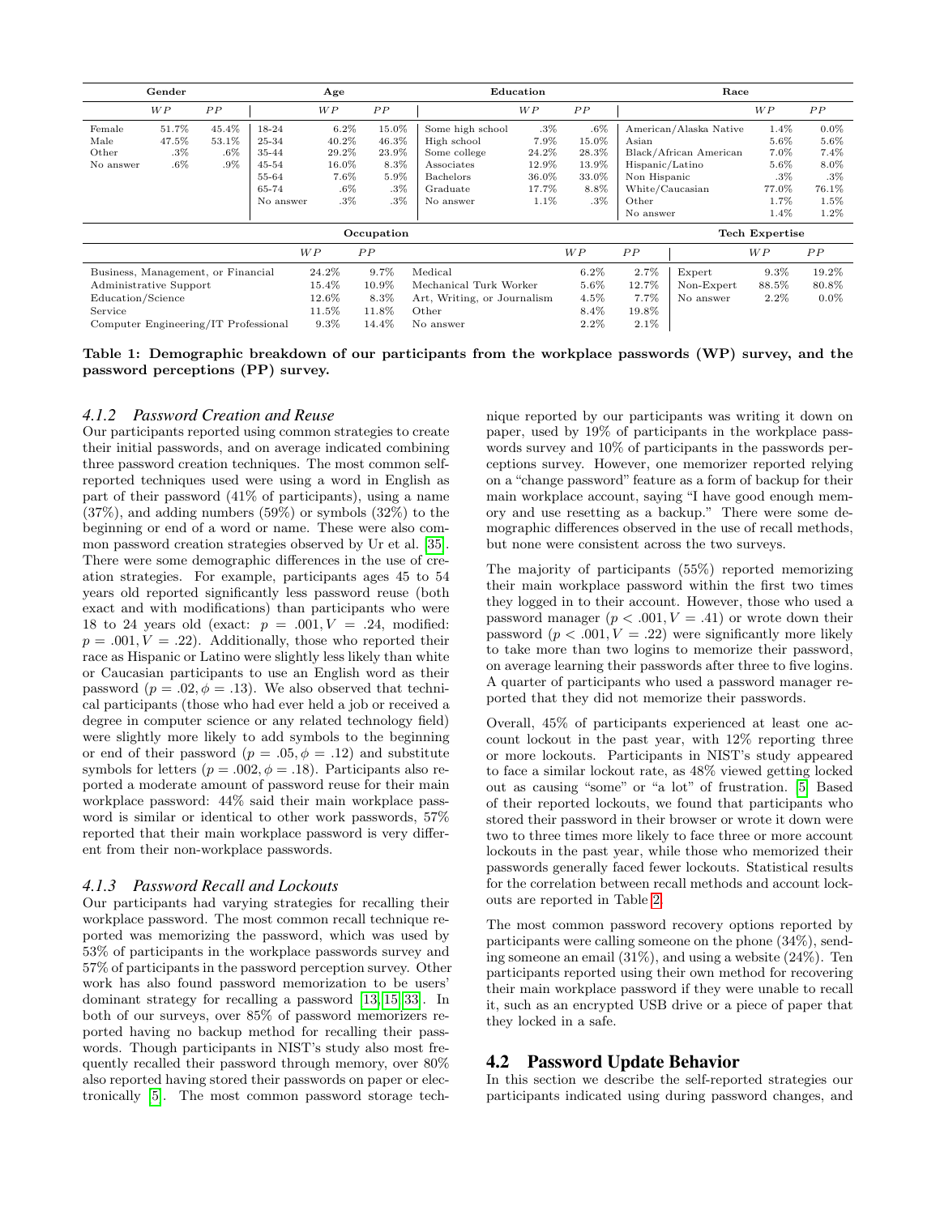| Gender | | | Age | | | Education | | | Race | | |
|---|---|---|---|---|---|---|---|---|---|---|---|
| | *WP* | *PP* | | *WP* | *PP* | | *WP* | *PP* | | *WP* | *PP* |
| Female | 51.7% | 45.4% | 18-24 | 6.2% | 15.0% | Some high school | .3% | .6% | American/Alaska Native | 1.4% | 0.0% |
| Male | 47.5% | 53.1% | 25-34 | 40.2% | 46.3% | High school | 7.9% | 15.0% | Asian | 5.6% | 5.6% |
| Other | .3% | .6% | 35-44 | 29.2% | 23.9% | Some college | 24.2% | 28.3% | Black/African American | 7.0% | 7.4% |
| No answer | .6% | .9% | 45-54 | 16.0% | 8.3% | Associates | 12.9% | 13.9% | Hispanic/Latino | 5.6% | 8.0% |
| | | | 55-64 | 7.6% | 5.9% | Bachelors | 36.0% | 33.0% | Non Hispanic | .3% | .3% |
| | | | 65-74 | .6% | .3% | Graduate | 17.7% | 8.8% | White/Caucasian | 77.0% | 76.1% |
| | | | No answer | .3% | .3% | No answer | 1.1% | .3% | Other | 1.7% | 1.5% |
| | | | | | | | | | No answer | 1.4% | 1.2% |

| Occupation | | | | | | Tech Expertise | | |
|---|---|---|---|---|---|---|---|---|
| | *WP* | *PP* | | *WP* | *PP* | | *WP* | *PP* |
| Business, Management, or Financial | 24.2% | 9.7% | Medical | 6.2% | 2.7% | Expert | 9.3% | 19.2% |
| Administrative Support | 15.4% | 10.9% | Mechanical Turk Worker | 5.6% | 12.7% | Non-Expert | 88.5% | 80.8% |
| Education/Science | 12.6% | 8.3% | Art, Writing, or Journalism | 4.5% | 7.7% | No answer | 2.2% | 0.0% |
| Service | 11.5% | 11.8% | Other | 8.4% | 19.8% | | | |
| Computer Engineering/IT Professional | 9.3% | 14.4% | No answer | 2.2% | 2.1% | | | |

**Table 1: Demographic breakdown of our participants from the workplace passwords (WP) survey, and the password perceptions (PP) survey.**

### 4.1.2 Password Creation and Reuse

Our participants reported using common strategies to create their initial passwords, and on average indicated combining three password creation techniques. The most common self-reported techniques used were using a word in English as part of their password (41% of participants), using a name (37%), and adding numbers (59%) or symbols (32%) to the beginning or end of a word or name. These were also common password creation strategies observed by Ur et al. [35]. There were some demographic differences in the use of creation strategies. For example, participants ages 45 to 54 years old reported significantly less password reuse (both exact and with modifications) than participants who were 18 to 24 years old (exact: $p = .001, V = .24$, modified: $p = .001, V = .22$). Additionally, those who reported their race as Hispanic or Latino were slightly less likely than white or Caucasian participants to use an English word as their password ($p = .02, \phi = .13$). We also observed that technical participants (those who had ever held a job or received a degree in computer science or any related technology field) were slightly more likely to add symbols to the beginning or end of their password ($p = .05, \phi = .12$) and substitute symbols for letters ($p = .002, \phi = .18$). Participants also reported a moderate amount of password reuse for their main workplace password: 44% said their main workplace password is similar or identical to other work passwords, 57% reported that their main workplace password is very different from their non-workplace passwords.

### 4.1.3 Password Recall and Lockouts

Our participants had varying strategies for recalling their workplace password. The most common recall technique reported was memorizing the password, which was used by 53% of participants in the workplace passwords survey and 57% of participants in the password perception survey. Other work has also found password memorization to be users' dominant strategy for recalling a password [13, 15, 33]. In both of our surveys, over 85% of password memorizers reported having no backup method for recalling their passwords. Though participants in NIST's study also most frequently recalled their password through memory, over 80% also reported having stored their passwords on paper or electronically [5]. The most common password storage technique reported by our participants was writing it down on paper, used by 19% of participants in the workplace passwords survey and 10% of participants in the passwords perceptions survey. However, one memorizer reported relying on a "change password" feature as a form of backup for their main workplace account, saying "I have good enough memory and use resetting as a backup." There were some demographic differences observed in the use of recall methods, but none were consistent across the two surveys.

The majority of participants (55%) reported memorizing their main workplace password within the first two times they logged in to their account. However, those who used a password manager ($p < .001, V = .41$) or wrote down their password ($p < .001, V = .22$) were significantly more likely to take more than two logins to memorize their password, on average learning their passwords after three to five logins. A quarter of participants who used a password manager reported that they did not memorize their passwords.

Overall, 45% of participants experienced at least one account lockout in the past year, with 12% reporting three or more lockouts. Participants in NIST's study appeared to face a similar lockout rate, as 48% viewed getting locked out as causing "some" or "a lot" of frustration. [5] Based of their reported lockouts, we found that participants who stored their password in their browser or wrote it down were two to three times more likely to face three or more account lockouts in the past year, while those who memorized their passwords generally faced fewer lockouts. Statistical results for the correlation between recall methods and account lockouts are reported in Table 2.

The most common password recovery options reported by participants were calling someone on the phone (34%), sending someone an email (31%), and using a website (24%). Ten participants reported using their own method for recovering their main workplace password if they were unable to recall it, such as an encrypted USB drive or a piece of paper that they locked in a safe.

## 4.2 Password Update Behavior

In this section we describe the self-reported strategies our participants indicated using during password changes, and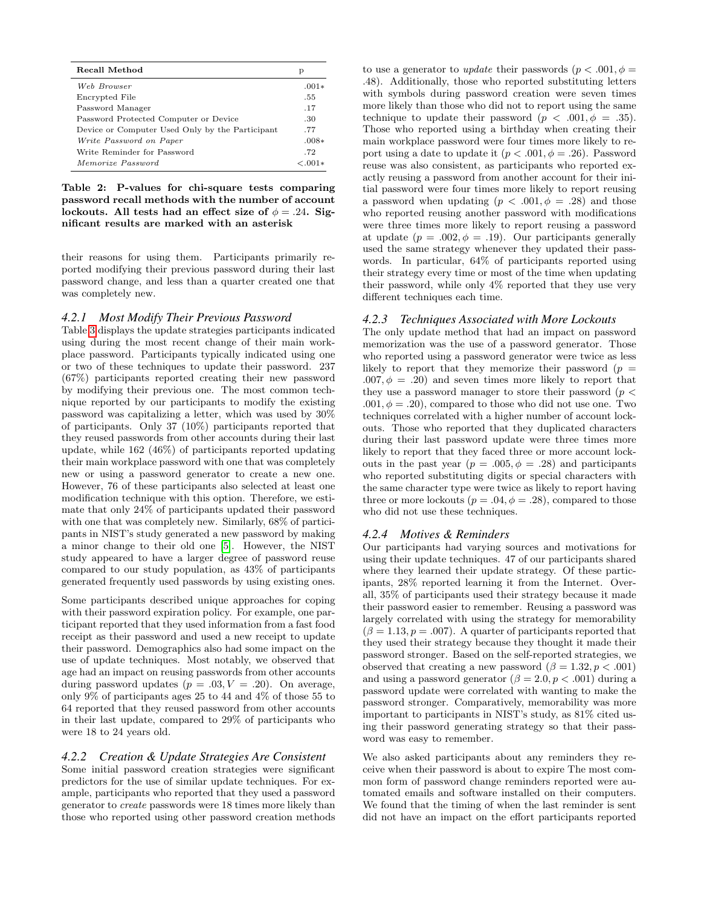| Recall Method | p |
|---|---|
| *Web Browser* | .001* |
| Encrypted File | .55 |
| Password Manager | .17 |
| Password Protected Computer or Device | .30 |
| Device or Computer Used Only by the Participant | .77 |
| *Write Password on Paper* | .008* |
| Write Reminder for Password | .72 |
| *Memorize Password* | <.001* |

**Table 2: P-values for chi-square tests comparing password recall methods with the number of account lockouts. All tests had an effect size of $\phi = .24$. Significant results are marked with an asterisk**

their reasons for using them. Participants primarily reported modifying their previous password during their last password change, and less than a quarter created one that was completely new.

### 4.2.1 Most Modify Their Previous Password

Table 3 displays the update strategies participants indicated using during the most recent change of their main workplace password. Participants typically indicated using one or two of these techniques to update their password. 237 (67%) participants reported creating their new password by modifying their previous one. The most common technique reported by our participants to modify the existing password was capitalizing a letter, which was used by 30% of participants. Only 37 (10%) participants reported that they reused passwords from other accounts during their last update, while 162 (46%) of participants reported updating their main workplace password with one that was completely new or using a password generator to create a new one. However, 76 of these participants also selected at least one modification technique with this option. Therefore, we estimate that only 24% of participants updated their password with one that was completely new. Similarly, 68% of participants in NIST's study generated a new password by making a minor change to their old one [5]. However, the NIST study appeared to have a larger degree of password reuse compared to our study population, as 43% of participants generated frequently used passwords by using existing ones.

Some participants described unique approaches for coping with their password expiration policy. For example, one participant reported that they used information from a fast food receipt as their password and used a new receipt to update their password. Demographics also had some impact on the use of update techniques. Most notably, we observed that age had an impact on reusing passwords from other accounts during password updates ($p = .03, V = .20$). On average, only 9% of participants ages 25 to 44 and 4% of those 55 to 64 reported that they reused password from other accounts in their last update, compared to 29% of participants who were 18 to 24 years old.

### 4.2.2 Creation & Update Strategies Are Consistent

Some initial password creation strategies were significant predictors for the use of similar update techniques. For example, participants who reported that they used a password generator to *create* passwords were 18 times more likely than those who reported using other password creation methods to use a generator to *update* their passwords ($p < .001, \phi = .48$). Additionally, those who reported substituting letters with symbols during password creation were seven times more likely than those who did not to report using the same technique to update their password ($p < .001, \phi = .35$). Those who reported using a birthday when creating their main workplace password were four times more likely to report using a date to update it ($p < .001, \phi = .26$). Password reuse was also consistent, as participants who reported exactly reusing a password from another account for their initial password were four times more likely to report reusing a password when updating ($p < .001, \phi = .28$) and those who reported reusing another password with modifications were three times more likely to report reusing a password at update ($p = .002, \phi = .19$). Our participants generally used the same strategy whenever they updated their passwords. In particular, 64% of participants reported using their strategy every time or most of the time when updating their password, while only 4% reported that they use very different techniques each time.

### 4.2.3 Techniques Associated with More Lockouts

The only update method that had an impact on password memorization was the use of a password generator. Those who reported using a password generator were twice as less likely to report that they memorize their password ($p = .007, \phi = .20$) and seven times more likely to report that they use a password manager to store their password ($p < .001, \phi = .20$), compared to those who did not use one. Two techniques correlated with a higher number of account lockouts. Those who reported that they duplicated characters during their last password update were three times more likely to report that they faced three or more account lockouts in the past year ($p = .005, \phi = .28$) and participants who reported substituting digits or special characters with the same character type were twice as likely to report having three or more lockouts ($p = .04, \phi = .28$), compared to those who did not use these techniques.

### 4.2.4 Motives & Reminders

Our participants had varying sources and motivations for using their update techniques. 47 of our participants shared where they learned their update strategy. Of these participants, 28% reported learning it from the Internet. Overall, 35% of participants used their strategy because it made their password easier to remember. Reusing a password was largely correlated with using the strategy for memorability ($\beta = 1.13, p = .007$). A quarter of participants reported that they used their strategy because they thought it made their password stronger. Based on the self-reported strategies, we observed that creating a new password ($\beta = 1.32, p < .001$) and using a password generator ($\beta = 2.0, p < .001$) during a password update were correlated with wanting to make the password stronger. Comparatively, memorability was more important to participants in NIST's study, as 81% cited using their password generating strategy so that their password was easy to remember.

We also asked participants about any reminders they receive when their password is about to expire The most common form of password change reminders reported were automated emails and software installed on their computers. We found that the timing of when the last reminder is sent did not have an impact on the effort participants reported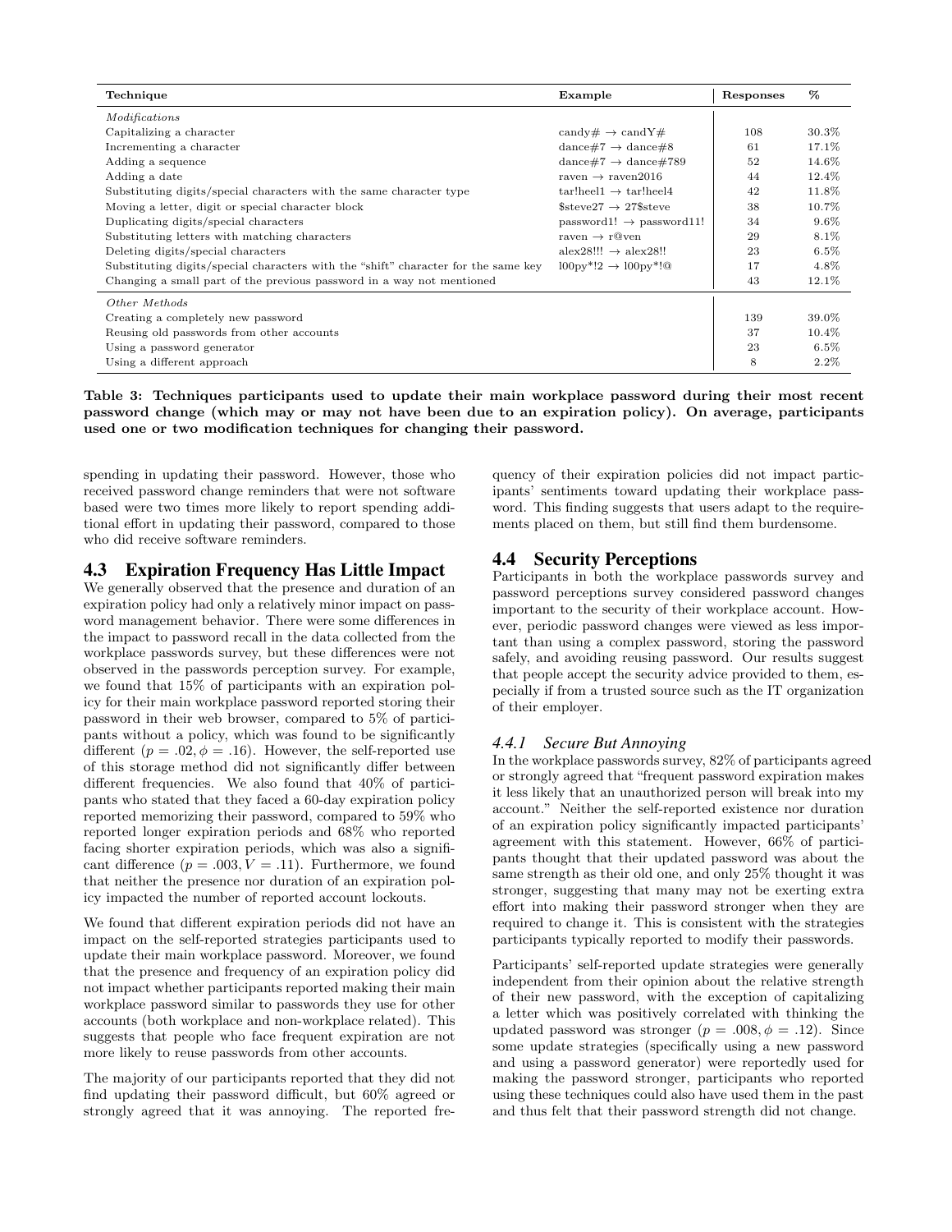| Technique | Example | Responses | % |
|---|---|---|---|
| *Modifications* | | | |
| Capitalizing a character | candy# → candY# | 108 | 30.3% |
| Incrementing a character | dance#7 → dance#8 | 61 | 17.1% |
| Adding a sequence | dance#7 → dance#789 | 52 | 14.6% |
| Adding a date | raven → raven2016 | 44 | 12.4% |
| Substituting digits/special characters with the same character type | tar!heel1 → tar!heel4 | 42 | 11.8% |
| Moving a letter, digit or special character block | $steve27 → 27$steve | 38 | 10.7% |
| Duplicating digits/special characters | password1! → password11! | 34 | 9.6% |
| Substituting letters with matching characters | raven → r@ven | 29 | 8.1% |
| Deleting digits/special characters | alex28!!! → alex28!! | 23 | 6.5% |
| Substituting digits/special characters with the "shift" character for the same key | l00py*!2 → l00py*!@ | 17 | 4.8% |
| Changing a small part of the previous password in a way not mentioned | | 43 | 12.1% |
| *Other Methods* | | | |
| Creating a completely new password | | 139 | 39.0% |
| Reusing old passwords from other accounts | | 37 | 10.4% |
| Using a password generator | | 23 | 6.5% |
| Using a different approach | | 8 | 2.2% |

**Table 3: Techniques participants used to update their main workplace password during their most recent password change (which may or may not have been due to an expiration policy). On average, participants used one or two modification techniques for changing their password.**

spending in updating their password. However, those who received password change reminders that were not software based were two times more likely to report spending additional effort in updating their password, compared to those who did receive software reminders.

## 4.3 Expiration Frequency Has Little Impact

We generally observed that the presence and duration of an expiration policy had only a relatively minor impact on password management behavior. There were some differences in the impact to password recall in the data collected from the workplace passwords survey, but these differences were not observed in the passwords perception survey. For example, we found that 15% of participants with an expiration policy for their main workplace password reported storing their password in their web browser, compared to 5% of participants without a policy, which was found to be significantly different ($p = .02, \phi = .16$). However, the self-reported use of this storage method did not significantly differ between different frequencies. We also found that 40% of participants who stated that they faced a 60-day expiration policy reported memorizing their password, compared to 59% who reported longer expiration periods and 68% who reported facing shorter expiration periods, which was also a significant difference ($p = .003, V = .11$). Furthermore, we found that neither the presence nor duration of an expiration policy impacted the number of reported account lockouts.

We found that different expiration periods did not have an impact on the self-reported strategies participants used to update their main workplace password. Moreover, we found that the presence and frequency of an expiration policy did not impact whether participants reported making their main workplace password similar to passwords they use for other accounts (both workplace and non-workplace related). This suggests that people who face frequent expiration are not more likely to reuse passwords from other accounts.

The majority of our participants reported that they did not find updating their password difficult, but 60% agreed or strongly agreed that it was annoying. The reported frequency of their expiration policies did not impact participants' sentiments toward updating their workplace password. This finding suggests that users adapt to the requirements placed on them, but still find them burdensome.

## 4.4 Security Perceptions

Participants in both the workplace passwords survey and password perceptions survey considered password changes important to the security of their workplace account. However, periodic password changes were viewed as less important than using a complex password, storing the password safely, and avoiding reusing password. Our results suggest that people accept the security advice provided to them, especially if from a trusted source such as the IT organization of their employer.

### 4.4.1 *Secure But Annoying*

In the workplace passwords survey, 82% of participants agreed or strongly agreed that "frequent password expiration makes it less likely that an unauthorized person will break into my account." Neither the self-reported existence nor duration of an expiration policy significantly impacted participants' agreement with this statement. However, 66% of participants thought that their updated password was about the same strength as their old one, and only 25% thought it was stronger, suggesting that many may not be exerting extra effort into making their password stronger when they are required to change it. This is consistent with the strategies participants typically reported to modify their passwords.

Participants' self-reported update strategies were generally independent from their opinion about the relative strength of their new password, with the exception of capitalizing a letter which was positively correlated with thinking the updated password was stronger ($p = .008, \phi = .12$). Since some update strategies (specifically using a new password and using a password generator) were reportedly used for making the password stronger, participants who reported using these techniques could also have used them in the past and thus felt that their password strength did not change.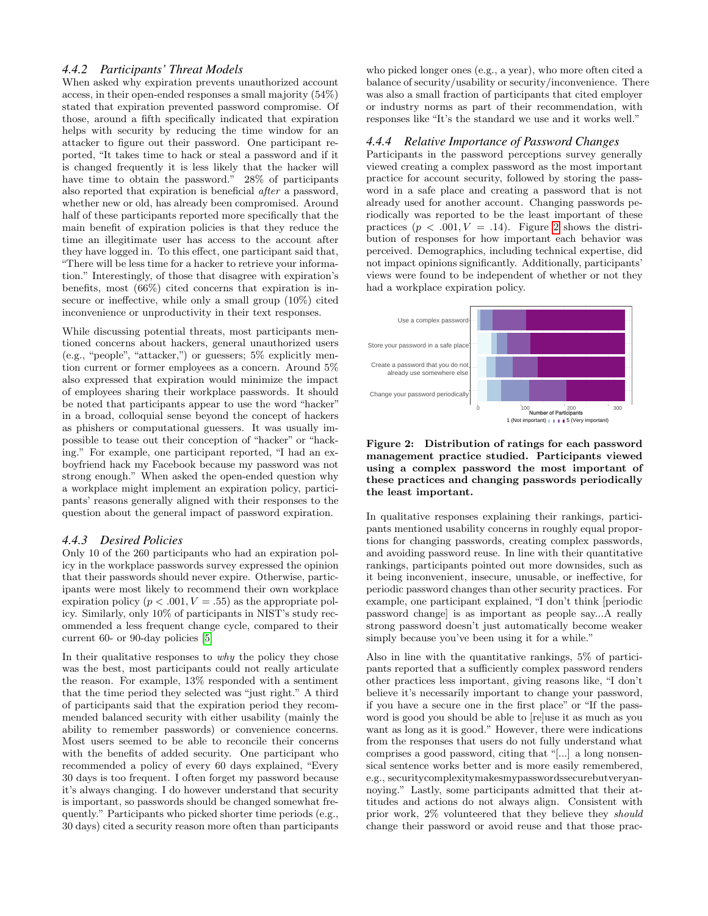#### 4.4.2 Participants' Threat Models

When asked why expiration prevents unauthorized account access, in their open-ended responses a small majority (54%) stated that expiration prevented password compromise. Of those, around a fifth specifically indicated that expiration helps with security by reducing the time window for an attacker to figure out their password. One participant reported, "It takes time to hack or steal a password and if it is changed frequently it is less likely that the hacker will have time to obtain the password." 28% of participants also reported that expiration is beneficial *after* a password, whether new or old, has already been compromised. Around half of these participants reported more specifically that the main benefit of expiration policies is that they reduce the time an illegitimate user has access to the account after they have logged in. To this effect, one participant said that, "There will be less time for a hacker to retrieve your information." Interestingly, of those that disagree with expiration's benefits, most (66%) cited concerns that expiration is insecure or ineffective, while only a small group (10%) cited inconvenience or unproductivity in their text responses.

While discussing potential threats, most participants mentioned concerns about hackers, general unauthorized users (e.g., "people", "attacker,") or guessers; 5% explicitly mention current or former employees as a concern. Around 5% also expressed that expiration would minimize the impact of employees sharing their workplace passwords. It should be noted that participants appear to use the word "hacker" in a broad, colloquial sense beyond the concept of hackers as phishers or computational guessers. It was usually impossible to tease out their conception of "hacker" or "hacking." For example, one participant reported, "I had an ex-boyfriend hack my Facebook because my password was not strong enough." When asked the open-ended question why a workplace might implement an expiration policy, participants' reasons generally aligned with their responses to the question about the general impact of password expiration.

#### 4.4.3 Desired Policies

Only 10 of the 260 participants who had an expiration policy in the workplace passwords survey expressed the opinion that their passwords should never expire. Otherwise, participants were most likely to recommend their own workplace expiration policy ($p < .001, V = .55$) as the appropriate policy. Similarly, only 10% of participants in NIST's study recommended a less frequent change cycle, compared to their current 60- or 90-day policies [5].

In their qualitative responses to *why* the policy they chose was the best, most participants could not really articulate the reason. For example, 13% responded with a sentiment that the time period they selected was "just right." A third of participants said that the expiration period they recommended balanced security with either usability (mainly the ability to remember passwords) or convenience concerns. Most users seemed to be able to reconcile their concerns with the benefits of added security. One participant who recommended a policy of every 60 days explained, "Every 30 days is too frequent. I often forget my password because it's always changing. I do however understand that security is important, so passwords should be changed somewhat frequently." Participants who picked shorter time periods (e.g., 30 days) cited a security reason more often than participants who picked longer ones (e.g., a year), who more often cited a balance of security/usability or security/inconvenience. There was also a small fraction of participants that cited employer or industry norms as part of their recommendation, with responses like "It's the standard we use and it works well."

#### 4.4.4 Relative Importance of Password Changes

Participants in the password perceptions survey generally viewed creating a complex password as the most important practice for account security, followed by storing the password in a safe place and creating a password that is not already used for another account. Changing passwords periodically was reported to be the least important of these practices ($p < .001, V = .14$). Figure 2 shows the distribution of responses for how important each behavior was perceived. Demographics, including technical expertise, did not impact opinions significantly. Additionally, participants' views were found to be independent of whether or not they had a workplace expiration policy.

**Figure 2: Distribution of ratings for each password management practice studied. Participants viewed using a complex password the most important of these practices and changing passwords periodically the least important.**

In qualitative responses explaining their rankings, participants mentioned usability concerns in roughly equal proportions for changing passwords, creating complex passwords, and avoiding password reuse. In line with their quantitative rankings, participants pointed out more downsides, such as it being inconvenient, insecure, unusable, or ineffective, for periodic password changes than other security practices. For example, one participant explained, "I don't think [periodic password change] is as important as people say...A really strong password doesn't just automatically become weaker simply because you've been using it for a while."

Also in line with the quantitative rankings, 5% of participants reported that a sufficiently complex password renders other practices less important, giving reasons like, "I don't believe it's necessarily important to change your password, if you have a secure one in the first place" or "If the password is good you should be able to [re]use it as much as you want as long as it is good." However, there were indications from the responses that users do not fully understand what comprises a good password, citing that "[...] a long nonsensical sentence works better and is more easily remembered, e.g., securitycomplexitymakesmypasswordssecurebutveryannoying." Lastly, some participants admitted that their attitudes and actions do not always align. Consistent with prior work, 2% volunteered that they believe they *should* change their password or avoid reuse and that those prac-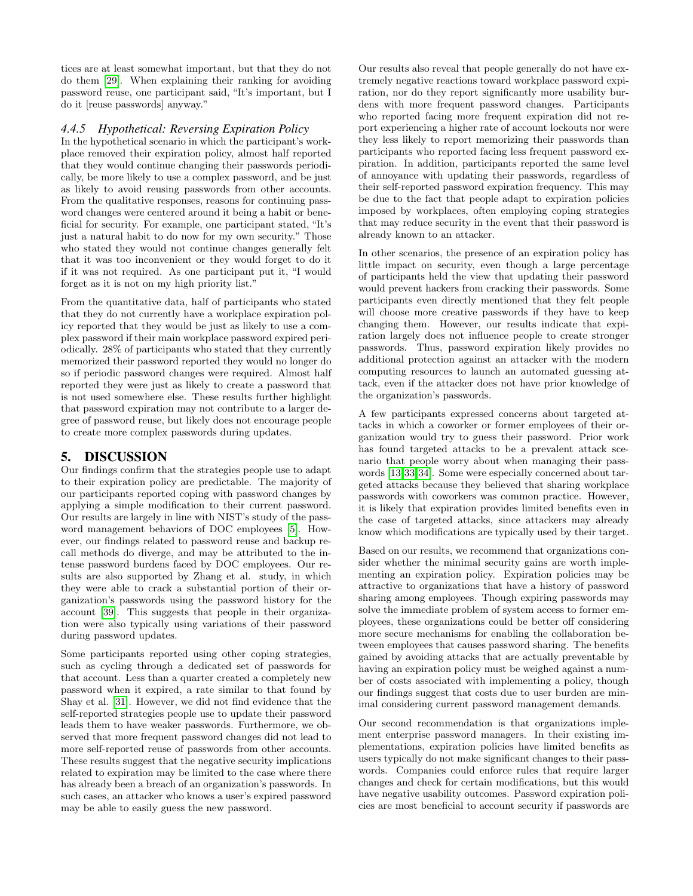tices are at least somewhat important, but that they do not do them [29]. When explaining their ranking for avoiding password reuse, one participant said, "It's important, but I do it [reuse passwords] anyway."

#### *4.4.5 Hypothetical: Reversing Expiration Policy*

In the hypothetical scenario in which the participant's workplace removed their expiration policy, almost half reported that they would continue changing their passwords periodically, be more likely to use a complex password, and be just as likely to avoid reusing passwords from other accounts. From the qualitative responses, reasons for continuing password changes were centered around it being a habit or beneficial for security. For example, one participant stated, "It's just a natural habit to do now for my own security." Those who stated they would not continue changes generally felt that it was too inconvenient or they would forget to do it if it was not required. As one participant put it, "I would forget as it is not on my high priority list."

From the quantitative data, half of participants who stated that they do not currently have a workplace expiration policy reported that they would be just as likely to use a complex password if their main workplace password expired periodically. 28% of participants who stated that they currently memorized their password reported they would no longer do so if periodic password changes were required. Almost half reported they were just as likely to create a password that is not used somewhere else. These results further highlight that password expiration may not contribute to a larger degree of password reuse, but likely does not encourage people to create more complex passwords during updates.

## 5. DISCUSSION

Our findings confirm that the strategies people use to adapt to their expiration policy are predictable. The majority of our participants reported coping with password changes by applying a simple modification to their current password. Our results are largely in line with NIST's study of the password management behaviors of DOC employees [5]. However, our findings related to password reuse and backup recall methods do diverge, and may be attributed to the intense password burdens faced by DOC employees. Our results are also supported by Zhang et al. study, in which they were able to crack a substantial portion of their organization's passwords using the password history for the account [39]. This suggests that people in their organization were also typically using variations of their password during password updates.

Some participants reported using other coping strategies, such as cycling through a dedicated set of passwords for that account. Less than a quarter created a completely new password when it expired, a rate similar to that found by Shay et al. [31]. However, we did not find evidence that the self-reported strategies people use to update their password leads them to have weaker passwords. Furthermore, we observed that more frequent password changes did not lead to more self-reported reuse of passwords from other accounts. These results suggest that the negative security implications related to expiration may be limited to the case where there has already been a breach of an organization's passwords. In such cases, an attacker who knows a user's expired password may be able to easily guess the new password.

Our results also reveal that people generally do not have extremely negative reactions toward workplace password expiration, nor do they report significantly more usability burdens with more frequent password changes. Participants who reported facing more frequent expiration did not report experiencing a higher rate of account lockouts nor were they less likely to report memorizing their passwords than participants who reported facing less frequent password expiration. In addition, participants reported the same level of annoyance with updating their passwords, regardless of their self-reported password expiration frequency. This may be due to the fact that people adapt to expiration policies imposed by workplaces, often employing coping strategies that may reduce security in the event that their password is already known to an attacker.

In other scenarios, the presence of an expiration policy has little impact on security, even though a large percentage of participants held the view that updating their password would prevent hackers from cracking their passwords. Some participants even directly mentioned that they felt people will choose more creative passwords if they have to keep changing them. However, our results indicate that expiration largely does not influence people to create stronger passwords. Thus, password expiration likely provides no additional protection against an attacker with the modern computing resources to launch an automated guessing attack, even if the attacker does not have prior knowledge of the organization's passwords.

A few participants expressed concerns about targeted attacks in which a coworker or former employees of their organization would try to guess their password. Prior work has found targeted attacks to be a prevalent attack scenario that people worry about when managing their passwords [13,33,34]. Some were especially concerned about targeted attacks because they believed that sharing workplace passwords with coworkers was common practice. However, it is likely that expiration provides limited benefits even in the case of targeted attacks, since attackers may already know which modifications are typically used by their target.

Based on our results, we recommend that organizations consider whether the minimal security gains are worth implementing an expiration policy. Expiration policies may be attractive to organizations that have a history of password sharing among employees. Though expiring passwords may solve the immediate problem of system access to former employees, these organizations could be better off considering more secure mechanisms for enabling the collaboration between employees that causes password sharing. The benefits gained by avoiding attacks that are actually preventable by having an expiration policy must be weighed against a number of costs associated with implementing a policy, though our findings suggest that costs due to user burden are minimal considering current password management demands.

Our second recommendation is that organizations implement enterprise password managers. In their existing implementations, expiration policies have limited benefits as users typically do not make significant changes to their passwords. Companies could enforce rules that require larger changes and check for certain modifications, but this would have negative usability outcomes. Password expiration policies are most beneficial to account security if passwords are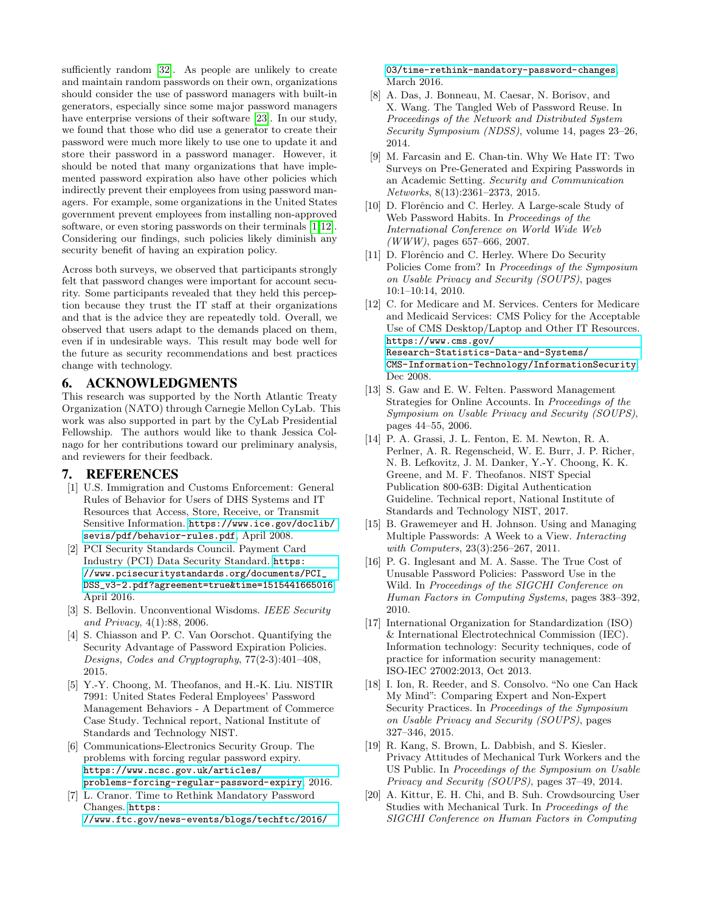sufficiently random [32]. As people are unlikely to create and maintain random passwords on their own, organizations should consider the use of password managers with built-in generators, especially since some major password managers have enterprise versions of their software [23]. In our study, we found that those who did use a generator to create their password were much more likely to use one to update it and store their password in a password manager. However, it should be noted that many organizations that have implemented password expiration also have other policies which indirectly prevent their employees from using password managers. For example, some organizations in the United States government prevent employees from installing non-approved software, or even storing passwords on their terminals [1,12]. Considering our findings, such policies likely diminish any security benefit of having an expiration policy.

Across both surveys, we observed that participants strongly felt that password changes were important for account security. Some participants revealed that they held this perception because they trust the IT staff at their organizations and that is the advice they are repeatedly told. Overall, we observed that users adapt to the demands placed on them, even if in undesirable ways. This result may bode well for the future as security recommendations and best practices change with technology.

## 6. ACKNOWLEDGMENTS

This research was supported by the North Atlantic Treaty Organization (NATO) through Carnegie Mellon CyLab. This work was also supported in part by the CyLab Presidential Fellowship. The authors would like to thank Jessica Colnago for her contributions toward our preliminary analysis, and reviewers for their feedback.

## 7. REFERENCES

[1] U.S. Immigration and Customs Enforcement: General Rules of Behavior for Users of DHS Systems and IT Resources that Access, Store, Receive, or Transmit Sensitive Information. https://www.ice.gov/doclib/sevis/pdf/behavior-rules.pdf, April 2008.

[2] PCI Security Standards Council. Payment Card Industry (PCI) Data Security Standard. https://www.pcisecuritystandards.org/documents/PCI_DSS_v3-2.pdf?agreement=true&time=1515441665016, April 2016.

[3] S. Bellovin. Unconventional Wisdoms. *IEEE Security and Privacy*, 4(1):88, 2006.

[4] S. Chiasson and P. C. Van Oorschot. Quantifying the Security Advantage of Password Expiration Policies. *Designs, Codes and Cryptography*, 77(2-3):401–408, 2015.

[5] Y.-Y. Choong, M. Theofanos, and H.-K. Liu. NISTIR 7991: United States Federal Employees' Password Management Behaviors - A Department of Commerce Case Study. Technical report, National Institute of Standards and Technology NIST.

[6] Communications-Electronics Security Group. The problems with forcing regular password expiry. https://www.ncsc.gov.uk/articles/problems-forcing-regular-password-expiry, 2016.

[7] L. Cranor. Time to Rethink Mandatory Password Changes. https://www.ftc.gov/news-events/blogs/techftc/2016/03/time-rethink-mandatory-password-changes, March 2016.

[8] A. Das, J. Bonneau, M. Caesar, N. Borisov, and X. Wang. The Tangled Web of Password Reuse. In *Proceedings of the Network and Distributed System Security Symposium (NDSS)*, volume 14, pages 23–26, 2014.

[9] M. Farcasin and E. Chan-tin. Why We Hate IT: Two Surveys on Pre-Generated and Expiring Passwords in an Academic Setting. *Security and Communication Networks*, 8(13):2361–2373, 2015.

[10] D. Florêncio and C. Herley. A Large-scale Study of Web Password Habits. In *Proceedings of the International Conference on World Wide Web (WWW)*, pages 657–666, 2007.

[11] D. Florêncio and C. Herley. Where Do Security Policies Come from? In *Proceedings of the Symposium on Usable Privacy and Security (SOUPS)*, pages 10:1–10:14, 2010.

[12] C. for Medicare and M. Services. Centers for Medicare and Medicaid Services: CMS Policy for the Acceptable Use of CMS Desktop/Laptop and Other IT Resources. https://www.cms.gov/Research-Statistics-Data-and-Systems/CMS-Information-Technology/InformationSecurity, Dec 2008.

[13] S. Gaw and E. W. Felten. Password Management Strategies for Online Accounts. In *Proceedings of the Symposium on Usable Privacy and Security (SOUPS)*, pages 44–55, 2006.

[14] P. A. Grassi, J. L. Fenton, E. M. Newton, R. A. Perlner, A. R. Regenscheid, W. E. Burr, J. P. Richer, N. B. Lefkovitz, J. M. Danker, Y.-Y. Choong, K. K. Greene, and M. F. Theofanos. NIST Special Publication 800-63B: Digital Authentication Guideline. Technical report, National Institute of Standards and Technology NIST, 2017.

[15] B. Grawemeyer and H. Johnson. Using and Managing Multiple Passwords: A Week to a View. *Interacting with Computers*, 23(3):256–267, 2011.

[16] P. G. Inglesant and M. A. Sasse. The True Cost of Unusable Password Policies: Password Use in the Wild. In *Proceedings of the SIGCHI Conference on Human Factors in Computing Systems*, pages 383–392, 2010.

[17] International Organization for Standardization (ISO) & International Electrotechnical Commission (IEC). Information technology: Security techniques, code of practice for information security management: ISO-IEC 27002:2013, Oct 2013.

[18] I. Ion, R. Reeder, and S. Consolvo. "No one Can Hack My Mind": Comparing Expert and Non-Expert Security Practices. In *Proceedings of the Symposium on Usable Privacy and Security (SOUPS)*, pages 327–346, 2015.

[19] R. Kang, S. Brown, L. Dabbish, and S. Kiesler. Privacy Attitudes of Mechanical Turk Workers and the US Public. In *Proceedings of the Symposium on Usable Privacy and Security (SOUPS)*, pages 37–49, 2014.

[20] A. Kittur, E. H. Chi, and B. Suh. Crowdsourcing User Studies with Mechanical Turk. In *Proceedings of the SIGCHI Conference on Human Factors in Computing*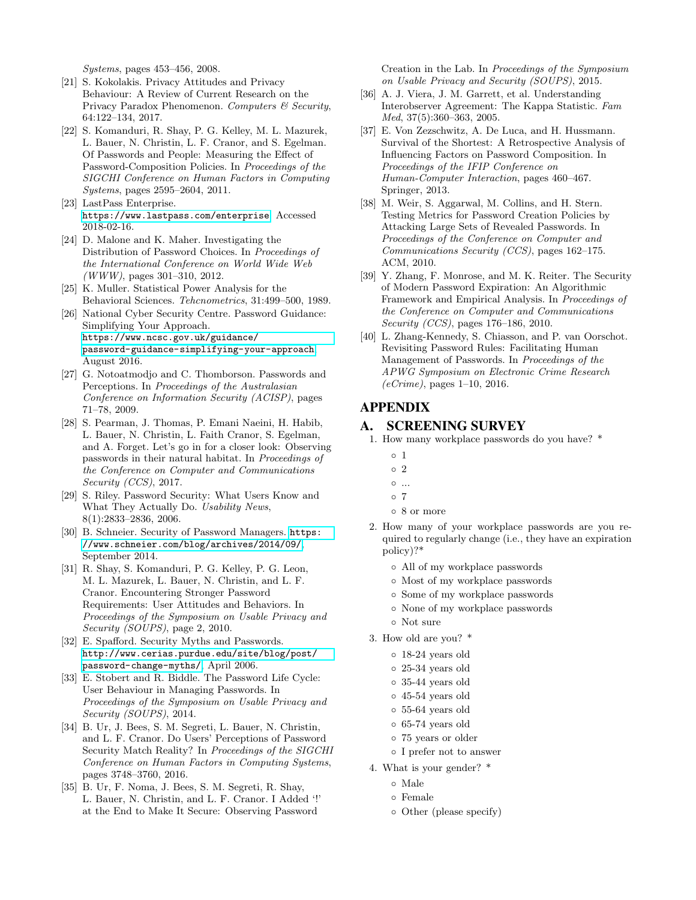*Systems*, pages 453–456, 2008.

[21] S. Kokolakis. Privacy Attitudes and Privacy Behaviour: A Review of Current Research on the Privacy Paradox Phenomenon. *Computers & Security*, 64:122–134, 2017.

[22] S. Komanduri, R. Shay, P. G. Kelley, M. L. Mazurek, L. Bauer, N. Christin, L. F. Cranor, and S. Egelman. Of Passwords and People: Measuring the Effect of Password-Composition Policies. In *Proceedings of the SIGCHI Conference on Human Factors in Computing Systems*, pages 2595–2604, 2011.

[23] LastPass Enterprise. https://www.lastpass.com/enterprise. Accessed 2018-02-16.

[24] D. Malone and K. Maher. Investigating the Distribution of Password Choices. In *Proceedings of the International Conference on World Wide Web (WWW)*, pages 301–310, 2012.

[25] K. Muller. Statistical Power Analysis for the Behavioral Sciences. *Tehcnometrics*, 31:499–500, 1989.

[26] National Cyber Security Centre. Password Guidance: Simplifying Your Approach. https://www.ncsc.gov.uk/guidance/password-guidance-simplifying-your-approach, August 2016.

[27] G. Notoatmodjo and C. Thomborson. Passwords and Perceptions. In *Proceedings of the Australasian Conference on Information Security (ACISP)*, pages 71–78, 2009.

[28] S. Pearman, J. Thomas, P. Emani Naeini, H. Habib, L. Bauer, N. Christin, L. Faith Cranor, S. Egelman, and A. Forget. Let's go in for a closer look: Observing passwords in their natural habitat. In *Proceedings of the Conference on Computer and Communications Security (CCS)*, 2017.

[29] S. Riley. Password Security: What Users Know and What They Actually Do. *Usability News*, 8(1):2833–2836, 2006.

[30] B. Schneier. Security of Password Managers. https://www.schneier.com/blog/archives/2014/09/, September 2014.

[31] R. Shay, S. Komanduri, P. G. Kelley, P. G. Leon, M. L. Mazurek, L. Bauer, N. Christin, and L. F. Cranor. Encountering Stronger Password Requirements: User Attitudes and Behaviors. In *Proceedings of the Symposium on Usable Privacy and Security (SOUPS)*, page 2, 2010.

[32] E. Spafford. Security Myths and Passwords. http://www.cerias.purdue.edu/site/blog/post/password-change-myths/, April 2006.

[33] E. Stobert and R. Biddle. The Password Life Cycle: User Behaviour in Managing Passwords. In *Proceedings of the Symposium on Usable Privacy and Security (SOUPS)*, 2014.

[34] B. Ur, J. Bees, S. M. Segreti, L. Bauer, N. Christin, and L. F. Cranor. Do Users' Perceptions of Password Security Match Reality? In *Proceedings of the SIGCHI Conference on Human Factors in Computing Systems*, pages 3748–3760, 2016.

[35] B. Ur, F. Noma, J. Bees, S. M. Segreti, R. Shay, L. Bauer, N. Christin, and L. F. Cranor. I Added '!' at the End to Make It Secure: Observing Password Creation in the Lab. In *Proceedings of the Symposium on Usable Privacy and Security (SOUPS)*, 2015.

[36] A. J. Viera, J. M. Garrett, et al. Understanding Interobserver Agreement: The Kappa Statistic. *Fam Med*, 37(5):360–363, 2005.

[37] E. Von Zezschwitz, A. De Luca, and H. Hussmann. Survival of the Shortest: A Retrospective Analysis of Influencing Factors on Password Composition. In *Proceedings of the IFIP Conference on Human-Computer Interaction*, pages 460–467. Springer, 2013.

[38] M. Weir, S. Aggarwal, M. Collins, and H. Stern. Testing Metrics for Password Creation Policies by Attacking Large Sets of Revealed Passwords. In *Proceedings of the Conference on Computer and Communications Security (CCS)*, pages 162–175. ACM, 2010.

[39] Y. Zhang, F. Monrose, and M. K. Reiter. The Security of Modern Password Expiration: An Algorithmic Framework and Empirical Analysis. In *Proceedings of the Conference on Computer and Communications Security (CCS)*, pages 176–186, 2010.

[40] L. Zhang-Kennedy, S. Chiasson, and P. van Oorschot. Revisiting Password Rules: Facilitating Human Management of Passwords. In *Proceedings of the APWG Symposium on Electronic Crime Research (eCrime)*, pages 1–10, 2016.

# APPENDIX

## A. SCREENING SURVEY

1. How many workplace passwords do you have? *
   - 1
   - 2
   - ...
   - 7
   - 8 or more
2. How many of your workplace passwords are you required to regularly change (i.e., they have an expiration policy)?*
   - All of my workplace passwords
   - Most of my workplace passwords
   - Some of my workplace passwords
   - None of my workplace passwords
   - Not sure
3. How old are you? *
   - 18-24 years old
   - 25-34 years old
   - 35-44 years old
   - 45-54 years old
   - 55-64 years old
   - 65-74 years old
   - 75 years or older
   - I prefer not to answer
4. What is your gender? *
   - Male
   - Female
   - Other (please specify)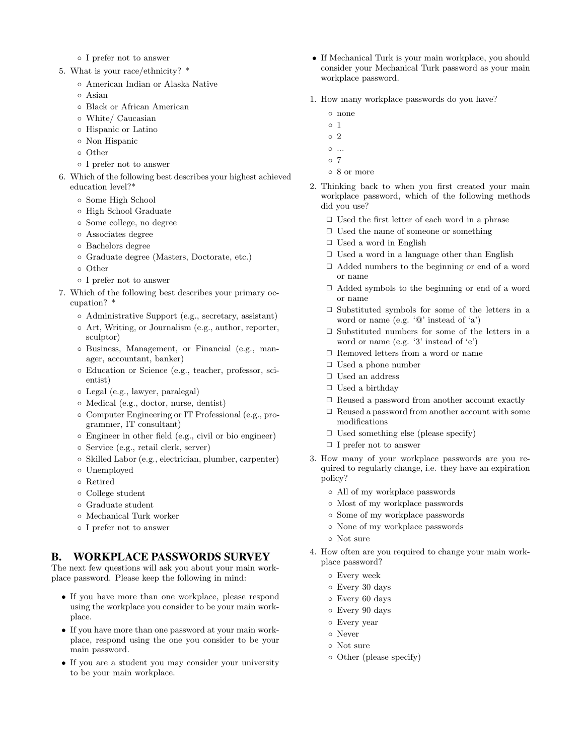- I prefer not to answer

5. What is your race/ethnicity? *
    - American Indian or Alaska Native
    - Asian
    - Black or African American
    - White/ Caucasian
    - Hispanic or Latino
    - Non Hispanic
    - Other
    - I prefer not to answer
6. Which of the following best describes your highest achieved education level?*
    - Some High School
    - High School Graduate
    - Some college, no degree
    - Associates degree
    - Bachelors degree
    - Graduate degree (Masters, Doctorate, etc.)
    - Other
    - I prefer not to answer
7. Which of the following best describes your primary occupation? *
    - Administrative Support (e.g., secretary, assistant)
    - Art, Writing, or Journalism (e.g., author, reporter, sculptor)
    - Business, Management, or Financial (e.g., manager, accountant, banker)
    - Education or Science (e.g., teacher, professor, scientist)
    - Legal (e.g., lawyer, paralegal)
    - Medical (e.g., doctor, nurse, dentist)
    - Computer Engineering or IT Professional (e.g., programmer, IT consultant)
    - Engineer in other field (e.g., civil or bio engineer)
    - Service (e.g., retail clerk, server)
    - Skilled Labor (e.g., electrician, plumber, carpenter)
    - Unemployed
    - Retired
    - College student
    - Graduate student
    - Mechanical Turk worker
    - I prefer not to answer

## B. WORKPLACE PASSWORDS SURVEY

The next few questions will ask you about your main workplace password. Please keep the following in mind:

- If you have more than one workplace, please respond using the workplace you consider to be your main workplace.
- If you have more than one password at your main workplace, respond using the one you consider to be your main password.
- If you are a student you may consider your university to be your main workplace.
- If Mechanical Turk is your main workplace, you should consider your Mechanical Turk password as your main workplace password.

1. How many workplace passwords do you have?
    - none
    - 1
    - 2
    - ...
    - 7
    - 8 or more
2. Thinking back to when you first created your main workplace password, which of the following methods did you use?
    - ☐ Used the first letter of each word in a phrase
    - ☐ Used the name of someone or something
    - ☐ Used a word in English
    - ☐ Used a word in a language other than English
    - ☐ Added numbers to the beginning or end of a word or name
    - ☐ Added symbols to the beginning or end of a word or name
    - ☐ Substituted symbols for some of the letters in a word or name (e.g. '@' instead of 'a')
    - ☐ Substituted numbers for some of the letters in a word or name (e.g. '3' instead of 'e')
    - ☐ Removed letters from a word or name
    - ☐ Used a phone number
    - ☐ Used an address
    - ☐ Used a birthday
    - ☐ Reused a password from another account exactly
    - ☐ Reused a password from another account with some modifications
    - ☐ Used something else (please specify)
    - ☐ I prefer not to answer
3. How many of your workplace passwords are you required to regularly change, i.e. they have an expiration policy?
    - All of my workplace passwords
    - Most of my workplace passwords
    - Some of my workplace passwords
    - None of my workplace passwords
    - Not sure
4. How often are you required to change your main workplace password?
    - Every week
    - Every 30 days
    - Every 60 days
    - Every 90 days
    - Every year
    - Never
    - Not sure
    - Other (please specify)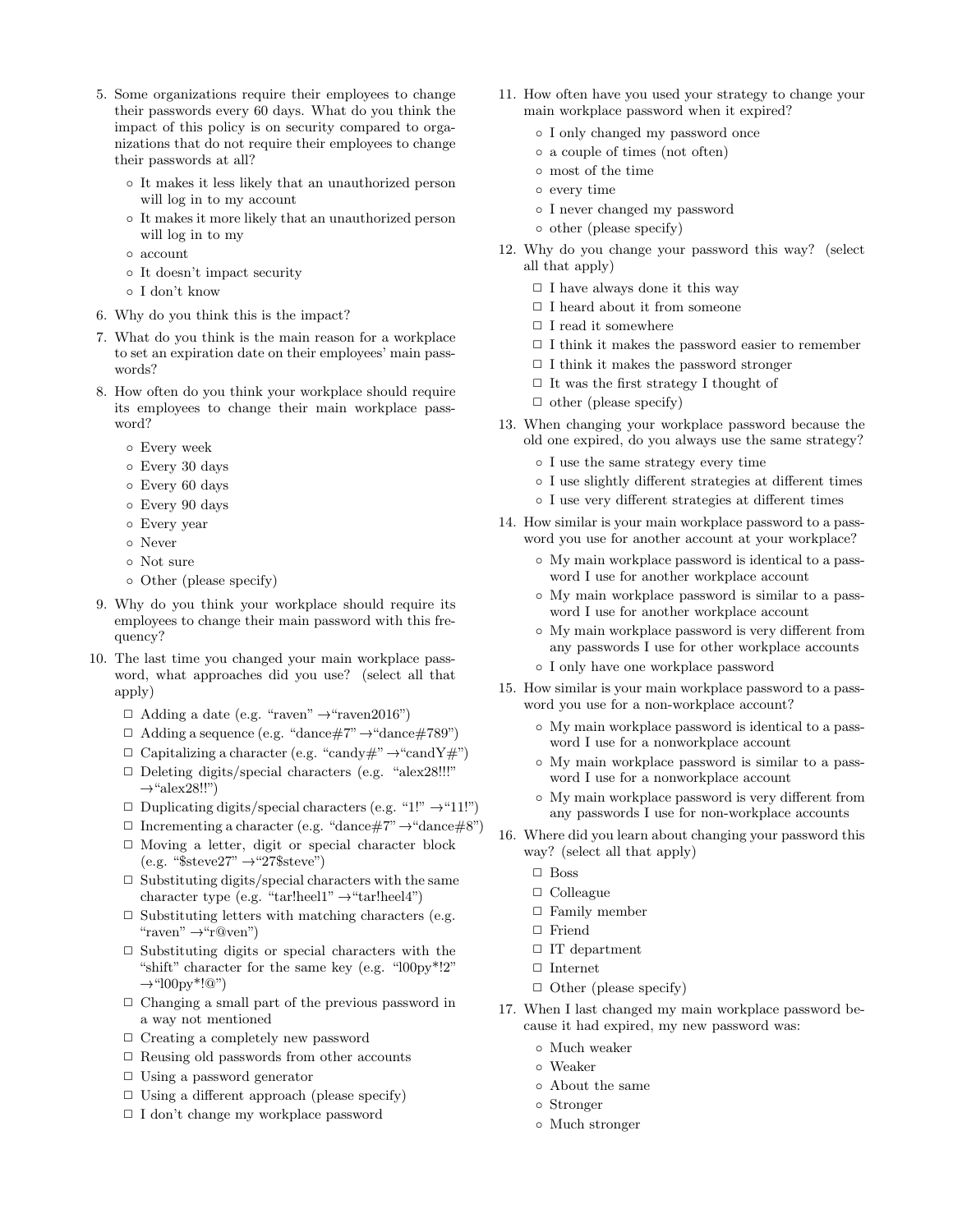5. Some organizations require their employees to change their passwords every 60 days. What do you think the impact of this policy is on security compared to organizations that do not require their employees to change their passwords at all?
   - It makes it less likely that an unauthorized person will log in to my account
   - It makes it more likely that an unauthorized person will log in to my
   - account
   - It doesn't impact security
   - I don't know
6. Why do you think this is the impact?
7. What do you think is the main reason for a workplace to set an expiration date on their employees' main passwords?
8. How often do you think your workplace should require its employees to change their main workplace password?
   - Every week
   - Every 30 days
   - Every 60 days
   - Every 90 days
   - Every year
   - Never
   - Not sure
   - Other (please specify)
9. Why do you think your workplace should require its employees to change their main password with this frequency?
10. The last time you changed your main workplace password, what approaches did you use? (select all that apply)
    - ☐ Adding a date (e.g. "raven" →"raven2016")
    - ☐ Adding a sequence (e.g. "dance#7" →"dance#789")
    - ☐ Capitalizing a character (e.g. "candy#" →"candY#")
    - ☐ Deleting digits/special characters (e.g. "alex28!!!" →"alex28!!")
    - ☐ Duplicating digits/special characters (e.g. "1!" →"11!")
    - ☐ Incrementing a character (e.g. "dance#7" →"dance#8")
    - ☐ Moving a letter, digit or special character block (e.g. "$steve27" →"27$steve")
    - ☐ Substituting digits/special characters with the same character type (e.g. "tar!heel1" →"tar!heel4")
    - ☐ Substituting letters with matching characters (e.g. "raven" →"r@ven")
    - ☐ Substituting digits or special characters with the "shift" character for the same key (e.g. "l00py*!2" →"l00py*!@")
    - ☐ Changing a small part of the previous password in a way not mentioned
    - ☐ Creating a completely new password
    - ☐ Reusing old passwords from other accounts
    - ☐ Using a password generator
    - ☐ Using a different approach (please specify)
    - ☐ I don't change my workplace password
11. How often have you used your strategy to change your main workplace password when it expired?
    - I only changed my password once
    - a couple of times (not often)
    - most of the time
    - every time
    - I never changed my password
    - other (please specify)
12. Why do you change your password this way? (select all that apply)
    - ☐ I have always done it this way
    - ☐ I heard about it from someone
    - ☐ I read it somewhere
    - ☐ I think it makes the password easier to remember
    - ☐ I think it makes the password stronger
    - ☐ It was the first strategy I thought of
    - ☐ other (please specify)
13. When changing your workplace password because the old one expired, do you always use the same strategy?
    - I use the same strategy every time
    - I use slightly different strategies at different times
    - I use very different strategies at different times
14. How similar is your main workplace password to a password you use for another account at your workplace?
    - My main workplace password is identical to a password I use for another workplace account
    - My main workplace password is similar to a password I use for another workplace account
    - My main workplace password is very different from any passwords I use for other workplace accounts
    - I only have one workplace password
15. How similar is your main workplace password to a password you use for a non-workplace account?
    - My main workplace password is identical to a password I use for a nonworkplace account
    - My main workplace password is similar to a password I use for a nonworkplace account
    - My main workplace password is very different from any passwords I use for non-workplace accounts
16. Where did you learn about changing your password this way? (select all that apply)
    - ☐ Boss
    - ☐ Colleague
    - ☐ Family member
    - ☐ Friend
    - ☐ IT department
    - ☐ Internet
    - ☐ Other (please specify)
17. When I last changed my main workplace password because it had expired, my new password was:
    - Much weaker
    - Weaker
    - About the same
    - Stronger
    - Much stronger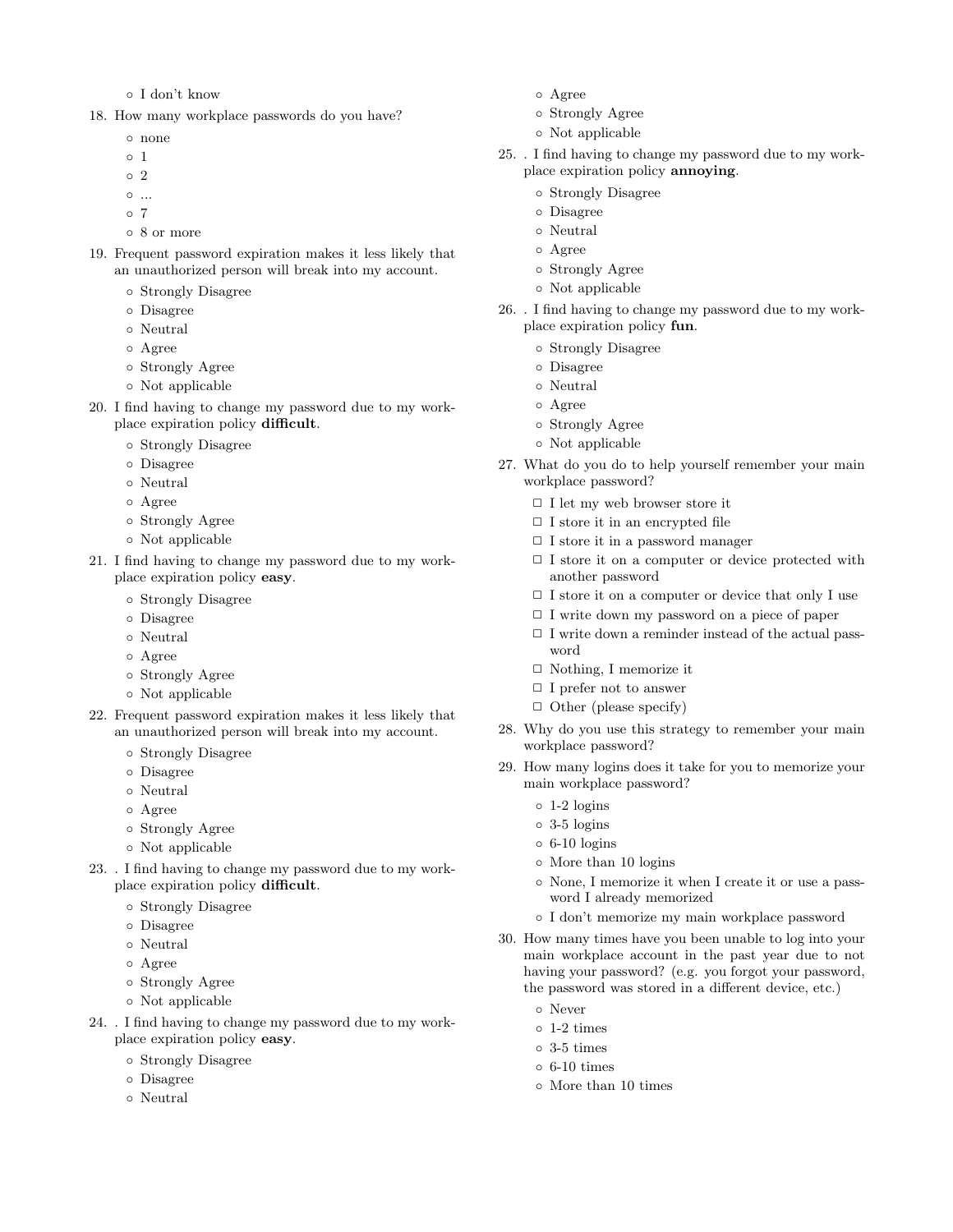- I don't know

18. How many workplace passwords do you have?
    - none
    - 1
    - 2
    - ...
    - 7
    - 8 or more

19. Frequent password expiration makes it less likely that an unauthorized person will break into my account.
    - Strongly Disagree
    - Disagree
    - Neutral
    - Agree
    - Strongly Agree
    - Not applicable

20. I find having to change my password due to my workplace expiration policy **difficult**.
    - Strongly Disagree
    - Disagree
    - Neutral
    - Agree
    - Strongly Agree
    - Not applicable

21. I find having to change my password due to my workplace expiration policy **easy**.
    - Strongly Disagree
    - Disagree
    - Neutral
    - Agree
    - Strongly Agree
    - Not applicable

22. Frequent password expiration makes it less likely that an unauthorized person will break into my account.
    - Strongly Disagree
    - Disagree
    - Neutral
    - Agree
    - Strongly Agree
    - Not applicable

23. . I find having to change my password due to my workplace expiration policy **difficult**.
    - Strongly Disagree
    - Disagree
    - Neutral
    - Agree
    - Strongly Agree
    - Not applicable

24. . I find having to change my password due to my workplace expiration policy **easy**.
    - Strongly Disagree
    - Disagree
    - Neutral
    - Agree
    - Strongly Agree
    - Not applicable

25. . I find having to change my password due to my workplace expiration policy **annoying**.
    - Strongly Disagree
    - Disagree
    - Neutral
    - Agree
    - Strongly Agree
    - Not applicable

26. . I find having to change my password due to my workplace expiration policy **fun**.
    - Strongly Disagree
    - Disagree
    - Neutral
    - Agree
    - Strongly Agree
    - Not applicable

27. What do you do to help yourself remember your main workplace password?
    - [ ] I let my web browser store it
    - [ ] I store it in an encrypted file
    - [ ] I store it in a password manager
    - [ ] I store it on a computer or device protected with another password
    - [ ] I store it on a computer or device that only I use
    - [ ] I write down my password on a piece of paper
    - [ ] I write down a reminder instead of the actual password
    - [ ] Nothing, I memorize it
    - [ ] I prefer not to answer
    - [ ] Other (please specify)

28. Why do you use this strategy to remember your main workplace password?

29. How many logins does it take for you to memorize your main workplace password?
    - 1-2 logins
    - 3-5 logins
    - 6-10 logins
    - More than 10 logins
    - None, I memorize it when I create it or use a password I already memorized
    - I don't memorize my main workplace password

30. How many times have you been unable to log into your main workplace account in the past year due to not having your password? (e.g. you forgot your password, the password was stored in a different device, etc.)
    - Never
    - 1-2 times
    - 3-5 times
    - 6-10 times
    - More than 10 times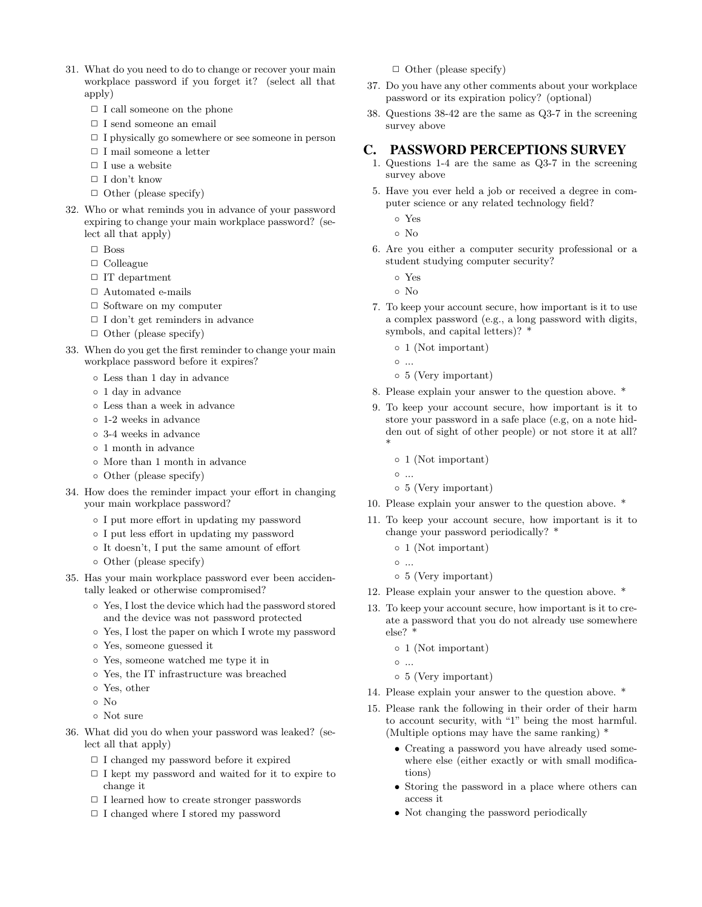31. What do you need to do to change or recover your main workplace password if you forget it? (select all that apply)
    - ☐ I call someone on the phone
    - ☐ I send someone an email
    - ☐ I physically go somewhere or see someone in person
    - ☐ I mail someone a letter
    - ☐ I use a website
    - ☐ I don't know
    - ☐ Other (please specify)
32. Who or what reminds you in advance of your password expiring to change your main workplace password? (select all that apply)
    - ☐ Boss
    - ☐ Colleague
    - ☐ IT department
    - ☐ Automated e-mails
    - ☐ Software on my computer
    - ☐ I don't get reminders in advance
    - ☐ Other (please specify)
33. When do you get the first reminder to change your main workplace password before it expires?
    - ○ Less than 1 day in advance
    - ○ 1 day in advance
    - ○ Less than a week in advance
    - ○ 1-2 weeks in advance
    - ○ 3-4 weeks in advance
    - ○ 1 month in advance
    - ○ More than 1 month in advance
    - ○ Other (please specify)
34. How does the reminder impact your effort in changing your main workplace password?
    - ○ I put more effort in updating my password
    - ○ I put less effort in updating my password
    - ○ It doesn't, I put the same amount of effort
    - ○ Other (please specify)
35. Has your main workplace password ever been accidentally leaked or otherwise compromised?
    - ○ Yes, I lost the device which had the password stored and the device was not password protected
    - ○ Yes, I lost the paper on which I wrote my password
    - ○ Yes, someone guessed it
    - ○ Yes, someone watched me type it in
    - ○ Yes, the IT infrastructure was breached
    - ○ Yes, other
    - ○ No
    - ○ Not sure
36. What did you do when your password was leaked? (select all that apply)
    - ☐ I changed my password before it expired
    - ☐ I kept my password and waited for it to expire to change it
    - ☐ I learned how to create stronger passwords
    - ☐ I changed where I stored my password
    - ☐ Other (please specify)
37. Do you have any other comments about your workplace password or its expiration policy? (optional)
38. Questions 38-42 are the same as Q3-7 in the screening survey above

## C. PASSWORD PERCEPTIONS SURVEY

1. Questions 1-4 are the same as Q3-7 in the screening survey above
5. Have you ever held a job or received a degree in computer science or any related technology field?
    - ○ Yes
    - ○ No
6. Are you either a computer security professional or a student studying computer security?
    - ○ Yes
    - ○ No
7. To keep your account secure, how important is it to use a complex password (e.g., a long password with digits, symbols, and capital letters)? *
    - ○ 1 (Not important)
    - ○ ...
    - ○ 5 (Very important)
8. Please explain your answer to the question above. *
9. To keep your account secure, how important is it to store your password in a safe place (e.g, on a note hidden out of sight of other people) or not store it at all? *
    - ○ 1 (Not important)
    - ○ ...
    - ○ 5 (Very important)
10. Please explain your answer to the question above. *
11. To keep your account secure, how important is it to change your password periodically? *
    - ○ 1 (Not important)
    - ○ ...
    - ○ 5 (Very important)
12. Please explain your answer to the question above. *
13. To keep your account secure, how important is it to create a password that you do not already use somewhere else? *
    - ○ 1 (Not important)
    - ○ ...
    - ○ 5 (Very important)
14. Please explain your answer to the question above. *
15. Please rank the following in their order of their harm to account security, with "1" being the most harmful. (Multiple options may have the same ranking) *
    - Creating a password you have already used somewhere else (either exactly or with small modifications)
    - Storing the password in a place where others can access it
    - Not changing the password periodically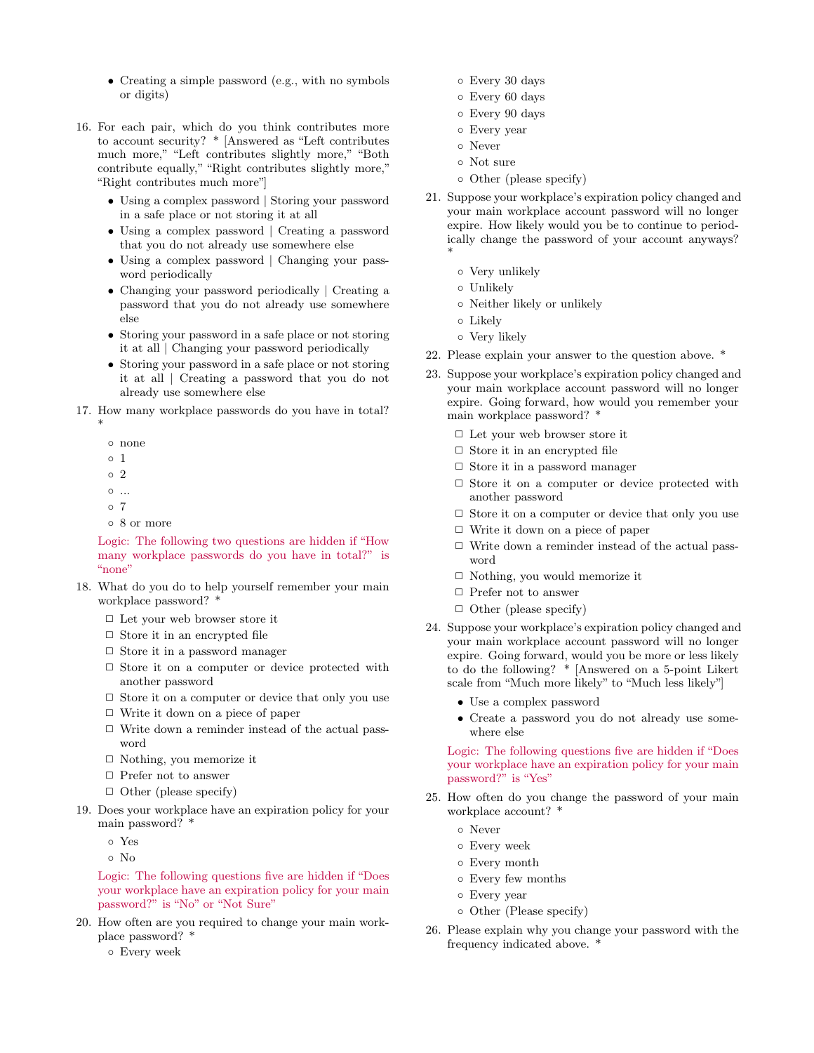- Creating a simple password (e.g., with no symbols or digits)

16. For each pair, which do you think contributes more to account security? * [Answered as "Left contributes much more," "Left contributes slightly more," "Both contribute equally," "Right contributes slightly more," "Right contributes much more"]
    - Using a complex password | Storing your password in a safe place or not storing it at all
    - Using a complex password | Creating a password that you do not already use somewhere else
    - Using a complex password | Changing your password periodically
    - Changing your password periodically | Creating a password that you do not already use somewhere else
    - Storing your password in a safe place or not storing it at all | Changing your password periodically
    - Storing your password in a safe place or not storing it at all | Creating a password that you do not already use somewhere else

17. How many workplace passwords do you have in total? *
    - ○ none
    - ○ 1
    - ○ 2
    - ○ ...
    - ○ 7
    - ○ 8 or more

    Logic: The following two questions are hidden if "How many workplace passwords do you have in total?" is "none"

18. What do you do to help yourself remember your main workplace password? *
    - ☐ Let your web browser store it
    - ☐ Store it in an encrypted file
    - ☐ Store it in a password manager
    - ☐ Store it on a computer or device protected with another password
    - ☐ Store it on a computer or device that only you use
    - ☐ Write it down on a piece of paper
    - ☐ Write down a reminder instead of the actual password
    - ☐ Nothing, you memorize it
    - ☐ Prefer not to answer
    - ☐ Other (please specify)

19. Does your workplace have an expiration policy for your main password? *
    - ○ Yes
    - ○ No

    Logic: The following questions five are hidden if "Does your workplace have an expiration policy for your main password?" is "No" or "Not Sure"

20. How often are you required to change your main workplace password? *
    - ○ Every week
    - ○ Every 30 days
    - ○ Every 60 days
    - ○ Every 90 days
    - ○ Every year
    - ○ Never
    - ○ Not sure
    - ○ Other (please specify)

21. Suppose your workplace's expiration policy changed and your main workplace account password will no longer expire. How likely would you be to continue to periodically change the password of your account anyways? *
    - ○ Very unlikely
    - ○ Unlikely
    - ○ Neither likely or unlikely
    - ○ Likely
    - ○ Very likely

22. Please explain your answer to the question above. *

23. Suppose your workplace's expiration policy changed and your main workplace account password will no longer expire. Going forward, how would you remember your main workplace password? *
    - ☐ Let your web browser store it
    - ☐ Store it in an encrypted file
    - ☐ Store it in a password manager
    - ☐ Store it on a computer or device protected with another password
    - ☐ Store it on a computer or device that only you use
    - ☐ Write it down on a piece of paper
    - ☐ Write down a reminder instead of the actual password
    - ☐ Nothing, you would memorize it
    - ☐ Prefer not to answer
    - ☐ Other (please specify)

24. Suppose your workplace's expiration policy changed and your main workplace account password will no longer expire. Going forward, would you be more or less likely to do the following? * [Answered on a 5-point Likert scale from "Much more likely" to "Much less likely"]
    - Use a complex password
    - Create a password you do not already use somewhere else

    Logic: The following questions five are hidden if "Does your workplace have an expiration policy for your main password?" is "Yes"

25. How often do you change the password of your main workplace account? *
    - ○ Never
    - ○ Every week
    - ○ Every month
    - ○ Every few months
    - ○ Every year
    - ○ Other (Please specify)

26. Please explain why you change your password with the frequency indicated above. *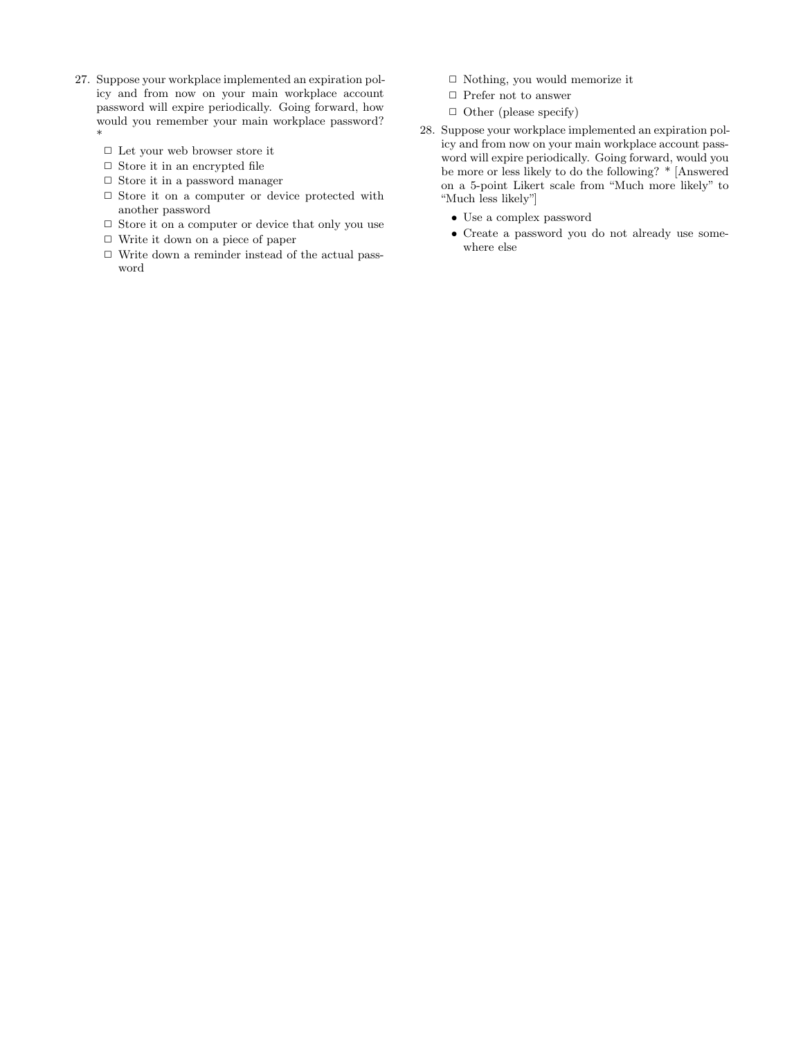27. Suppose your workplace implemented an expiration policy and from now on your main workplace account password will expire periodically. Going forward, how would you remember your main workplace password? *

    - ☐ Let your web browser store it
    - ☐ Store it in an encrypted file
    - ☐ Store it in a password manager
    - ☐ Store it on a computer or device protected with another password
    - ☐ Store it on a computer or device that only you use
    - ☐ Write it down on a piece of paper
    - ☐ Write down a reminder instead of the actual password
    - ☐ Nothing, you would memorize it
    - ☐ Prefer not to answer
    - ☐ Other (please specify)

28. Suppose your workplace implemented an expiration policy and from now on your main workplace account password will expire periodically. Going forward, would you be more or less likely to do the following? * [Answered on a 5-point Likert scale from "Much more likely" to "Much less likely"]

    - Use a complex password
    - Create a password you do not already use somewhere else